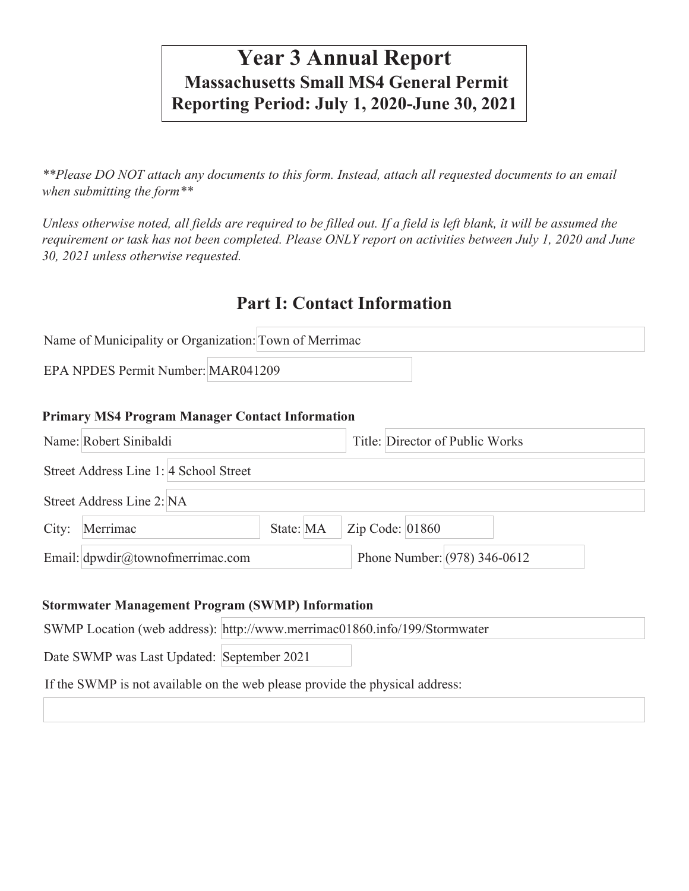# Year 3 Annual Report

## Massachusetts Small MS4 General Permit

## Reporting Period: July 1, 2020-June 30, 2021

*\*\*Please DO NOT attach any documents to this form. Instead, attach all requested documents to an email when submitting the form\*\**

*Unless otherwise noted, all fields are required to be filled out. If a field is left blank, it will be assumed the requirement or task has not been completed. Please ONLY report on activities between July 1, 2020 and June 30, 2021 unless otherwise requested.*

## Part I: Contact Information

Name of Municipality or Organization: Town of Merrimac

EPA NPDES Permit Number: MAR041209

### Primary MS4 Program Manager Contact Information

Name: Robert Sinibaldi

Title: Director of Public Works

Street Address Line 1: 4 School Street

Street Address Line 2: NA

City: Merrimac

State: MA

Zip Code: 01860

Email: dpwdir@townofmerrimac.com

Phone Number: (978) 346-0612

### Stormwater Management Program (SWMP) Information

SWMP Location (web address): http://www.merrimac01860.info/199/Stormwater

Date SWMP was Last Updated: September 2021

If the SWMP is not available on the web please provide the physical address: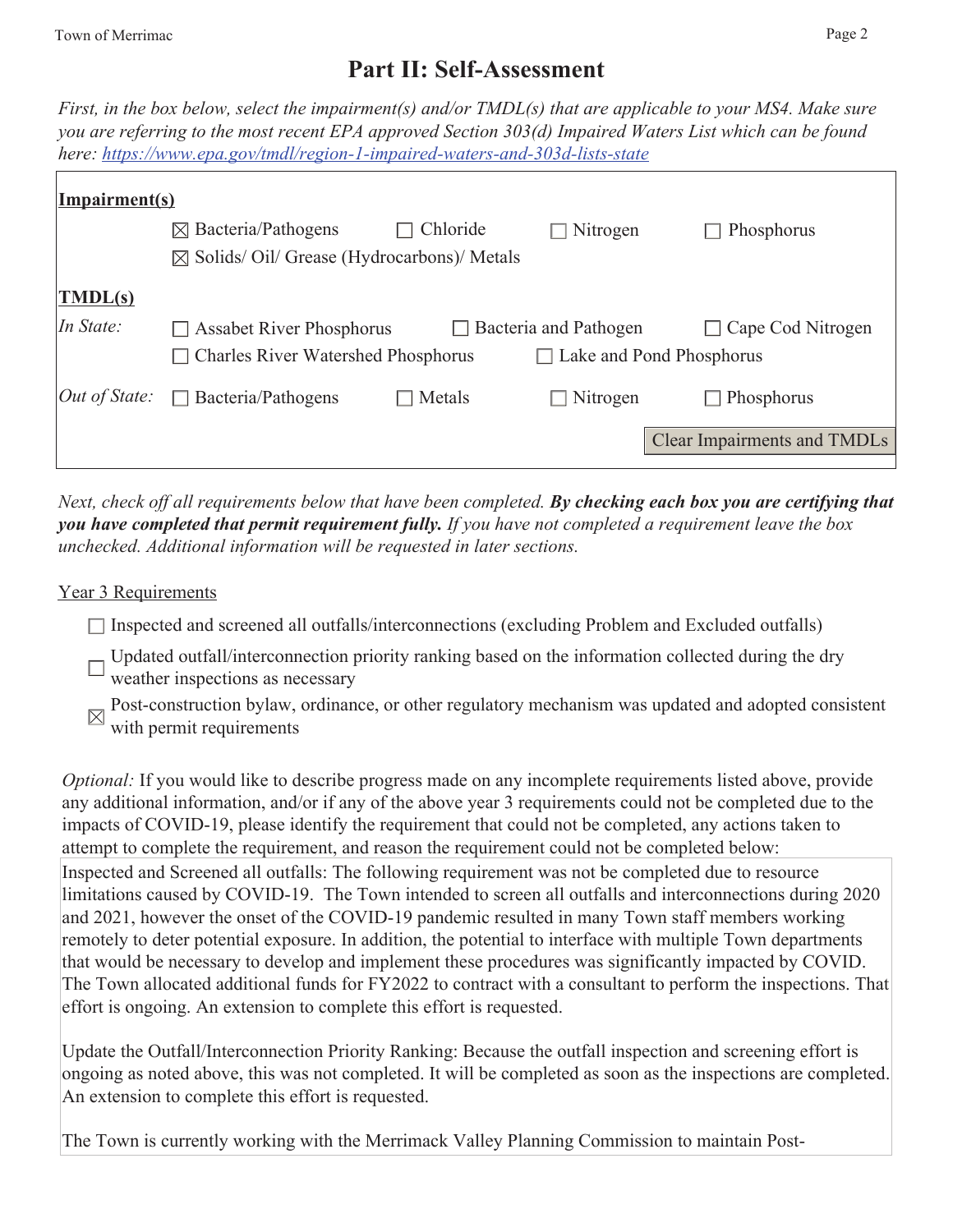# Part II: Self-Assessment

*First, in the box below, select the impairment(s) and/or TMDL(s) that are applicable to your MS4. Make sure you are referring to the most recent EPA approved Section 303(d) Impaired Waters List which can be found here: [https://www.epa.gov/tmdl/region-1-impaired-waters-and-303d-lists-state](https://www.epa.gov/tmdl/region-1-impaired-waters-and-303d-lists-state)*

**Impairment(s)**

- ☒ Bacteria/Pathogens
- ☐ Chloride
- ☐ Nitrogen
- ☐ Phosphorus
- ☒ Solids/ Oil/ Grease (Hydrocarbons)/ Metals

**TMDL(s)**

*In State:*

- ☐ Assabet River Phosphorus
- ☐ Bacteria and Pathogen
- ☐ Cape Cod Nitrogen
- ☐ Charles River Watershed Phosphorus
- ☐ Lake and Pond Phosphorus

*Out of State:*

- ☐ Bacteria/Pathogens
- ☐ Metals
- ☐ Nitrogen
- ☐ Phosphorus

Clear Impairments and TMDLs

*Next, check off all requirements below that have been completed.* ***By checking each box you are certifying that you have completed that permit requirement fully.*** *If you have not completed a requirement leave the box unchecked. Additional information will be requested in later sections.*

Year 3 Requirements

- ☐ Inspected and screened all outfalls/interconnections (excluding Problem and Excluded outfalls)
- ☐ Updated outfall/interconnection priority ranking based on the information collected during the dry weather inspections as necessary
- ☒ Post-construction bylaw, ordinance, or other regulatory mechanism was updated and adopted consistent with permit requirements

*Optional:* If you would like to describe progress made on any incomplete requirements listed above, provide any additional information, and/or if any of the above year 3 requirements could not be completed due to the impacts of COVID-19, please identify the requirement that could not be completed, any actions taken to attempt to complete the requirement, and reason the requirement could not be completed below:

Inspected and Screened all outfalls: The following requirement was not be completed due to resource limitations caused by COVID-19. The Town intended to screen all outfalls and interconnections during 2020 and 2021, however the onset of the COVID-19 pandemic resulted in many Town staff members working remotely to deter potential exposure. In addition, the potential to interface with multiple Town departments that would be necessary to develop and implement these procedures was significantly impacted by COVID. The Town allocated additional funds for FY2022 to contract with a consultant to perform the inspections. That effort is ongoing. An extension to complete this effort is requested.

Update the Outfall/Interconnection Priority Ranking: Because the outfall inspection and screening effort is ongoing as noted above, this was not completed. It will be completed as soon as the inspections are completed. An extension to complete this effort is requested.

The Town is currently working with the Merrimack Valley Planning Commission to maintain Post-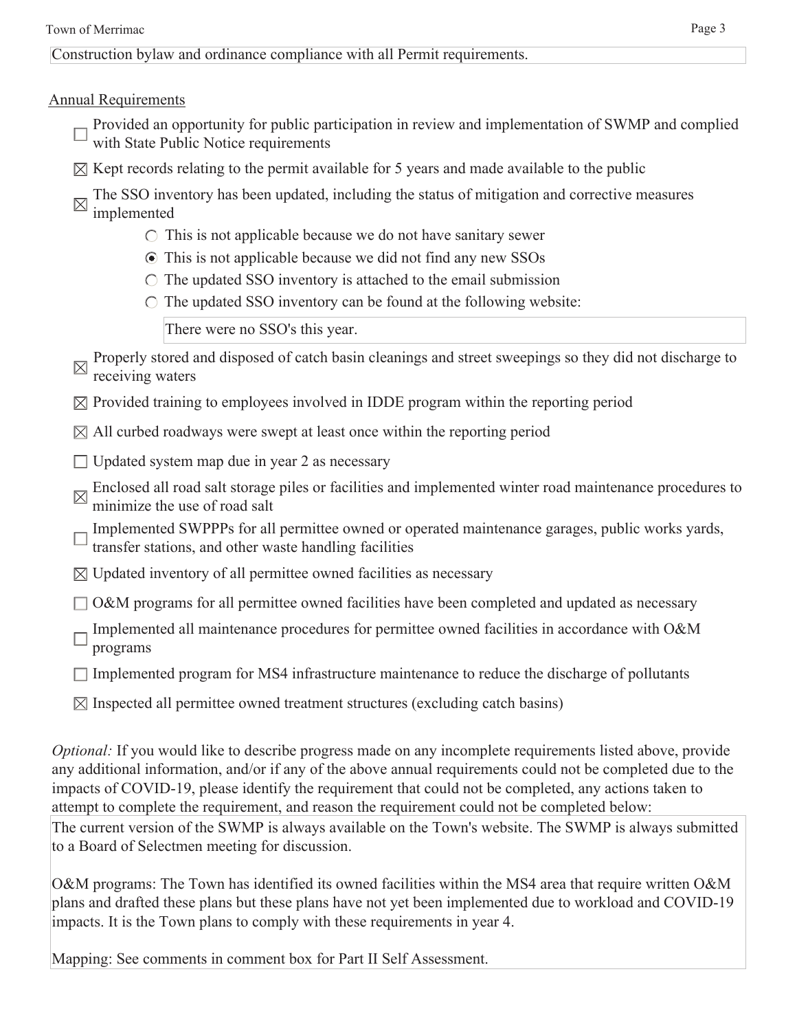Construction bylaw and ordinance compliance with all Permit requirements.

Annual Requirements

- ☐ Provided an opportunity for public participation in review and implementation of SWMP and complied with State Public Notice requirements
- ☒ Kept records relating to the permit available for 5 years and made available to the public
- ☒ The SSO inventory has been updated, including the status of mitigation and corrective measures implemented
  - ○ This is not applicable because we do not have sanitary sewer
  - ◉ This is not applicable because we did not find any new SSOs
  - ○ The updated SSO inventory is attached to the email submission
  - ○ The updated SSO inventory can be found at the following website:

    There were no SSO's this year.
- ☒ Properly stored and disposed of catch basin cleanings and street sweepings so they did not discharge to receiving waters
- ☒ Provided training to employees involved in IDDE program within the reporting period
- ☒ All curbed roadways were swept at least once within the reporting period
- ☐ Updated system map due in year 2 as necessary
- ☒ Enclosed all road salt storage piles or facilities and implemented winter road maintenance procedures to minimize the use of road salt
- ☐ Implemented SWPPPs for all permittee owned or operated maintenance garages, public works yards, transfer stations, and other waste handling facilities
- ☒ Updated inventory of all permittee owned facilities as necessary
- ☐ O&M programs for all permittee owned facilities have been completed and updated as necessary
- ☐ Implemented all maintenance procedures for permittee owned facilities in accordance with O&M programs
- ☐ Implemented program for MS4 infrastructure maintenance to reduce the discharge of pollutants
- ☒ Inspected all permittee owned treatment structures (excluding catch basins)

*Optional:* If you would like to describe progress made on any incomplete requirements listed above, provide any additional information, and/or if any of the above annual requirements could not be completed due to the impacts of COVID-19, please identify the requirement that could not be completed, any actions taken to attempt to complete the requirement, and reason the requirement could not be completed below:

The current version of the SWMP is always available on the Town's website. The SWMP is always submitted to a Board of Selectmen meeting for discussion.

O&M programs: The Town has identified its owned facilities within the MS4 area that require written O&M plans and drafted these plans but these plans have not yet been implemented due to workload and COVID-19 impacts. It is the Town plans to comply with these requirements in year 4.

Mapping: See comments in comment box for Part II Self Assessment.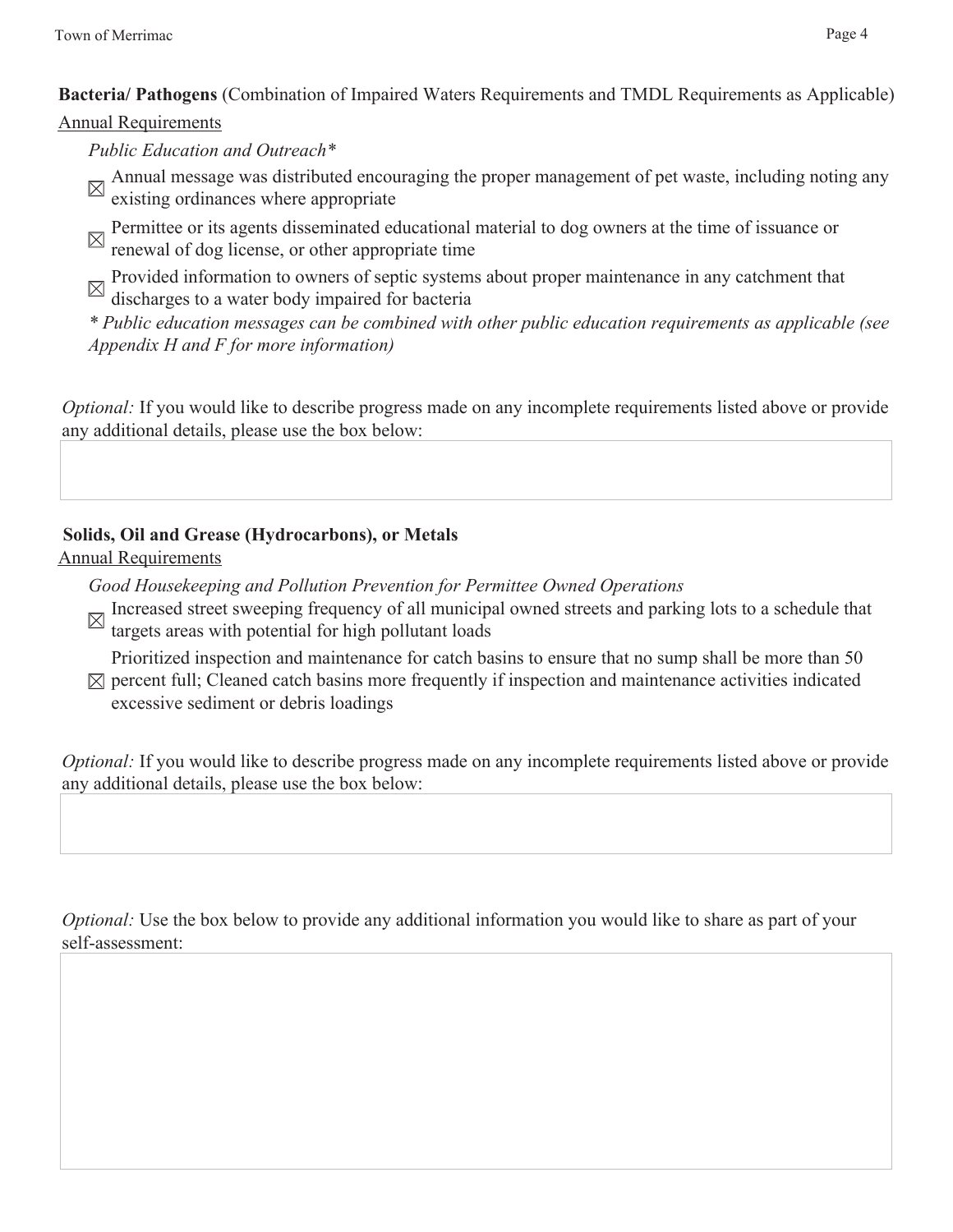**Bacteria/ Pathogens** (Combination of Impaired Waters Requirements and TMDL Requirements as Applicable)

Annual Requirements

*Public Education and Outreach**

- ☒ Annual message was distributed encouraging the proper management of pet waste, including noting any existing ordinances where appropriate
- ☒ Permittee or its agents disseminated educational material to dog owners at the time of issuance or renewal of dog license, or other appropriate time
- ☒ Provided information to owners of septic systems about proper maintenance in any catchment that discharges to a water body impaired for bacteria

** Public education messages can be combined with other public education requirements as applicable (see Appendix H and F for more information)*

*Optional:* If you would like to describe progress made on any incomplete requirements listed above or provide any additional details, please use the box below:

**Solids, Oil and Grease (Hydrocarbons), or Metals**

Annual Requirements

*Good Housekeeping and Pollution Prevention for Permittee Owned Operations*

- ☒ Increased street sweeping frequency of all municipal owned streets and parking lots to a schedule that targets areas with potential for high pollutant loads
- ☒ Prioritized inspection and maintenance for catch basins to ensure that no sump shall be more than 50 percent full; Cleaned catch basins more frequently if inspection and maintenance activities indicated excessive sediment or debris loadings

*Optional:* If you would like to describe progress made on any incomplete requirements listed above or provide any additional details, please use the box below:

*Optional:* Use the box below to provide any additional information you would like to share as part of your self-assessment: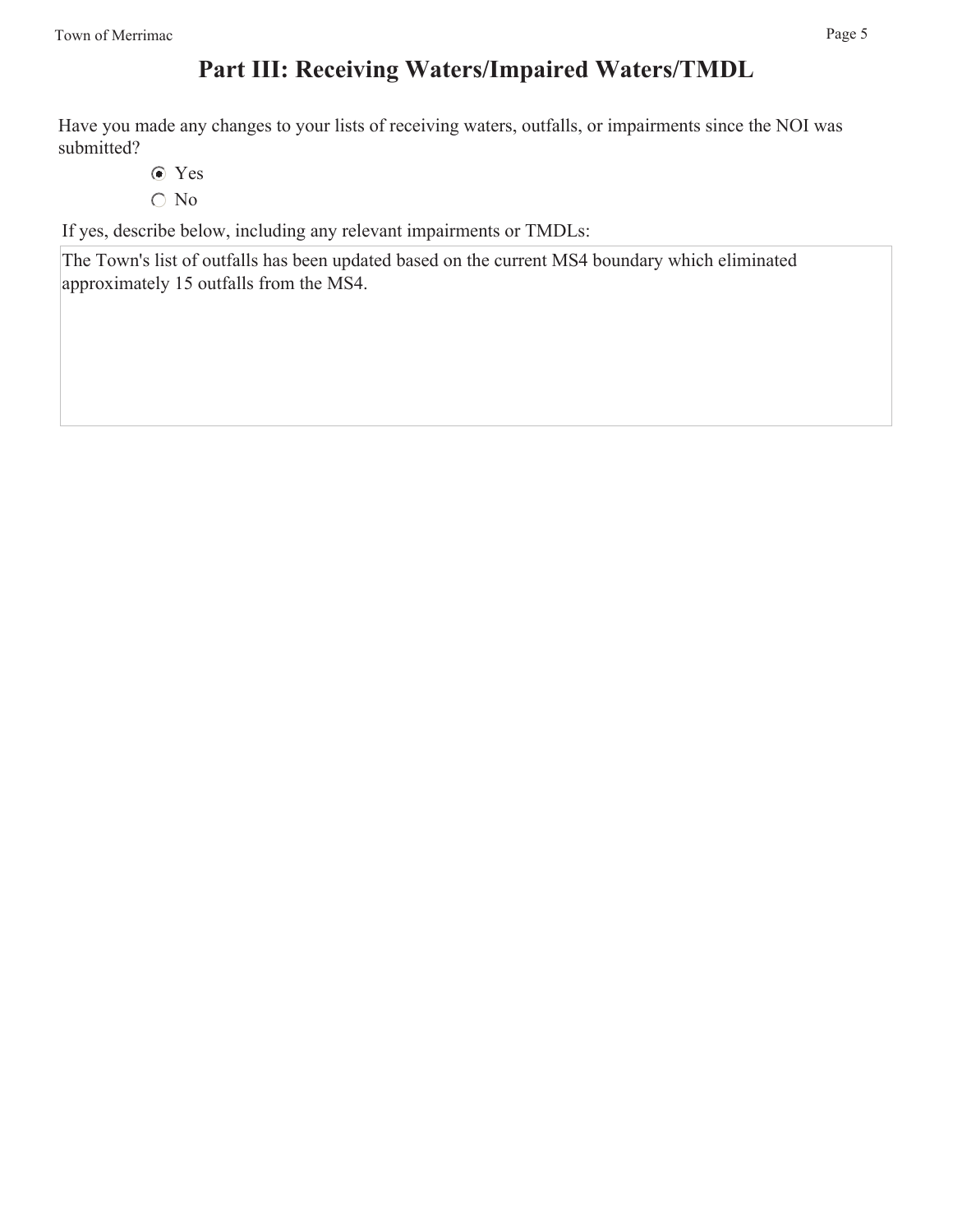# Part III: Receiving Waters/Impaired Waters/TMDL

Have you made any changes to your lists of receiving waters, outfalls, or impairments since the NOI was submitted?

- (●) Yes
- ( ) No

If yes, describe below, including any relevant impairments or TMDLs:

The Town's list of outfalls has been updated based on the current MS4 boundary which eliminated approximately 15 outfalls from the MS4.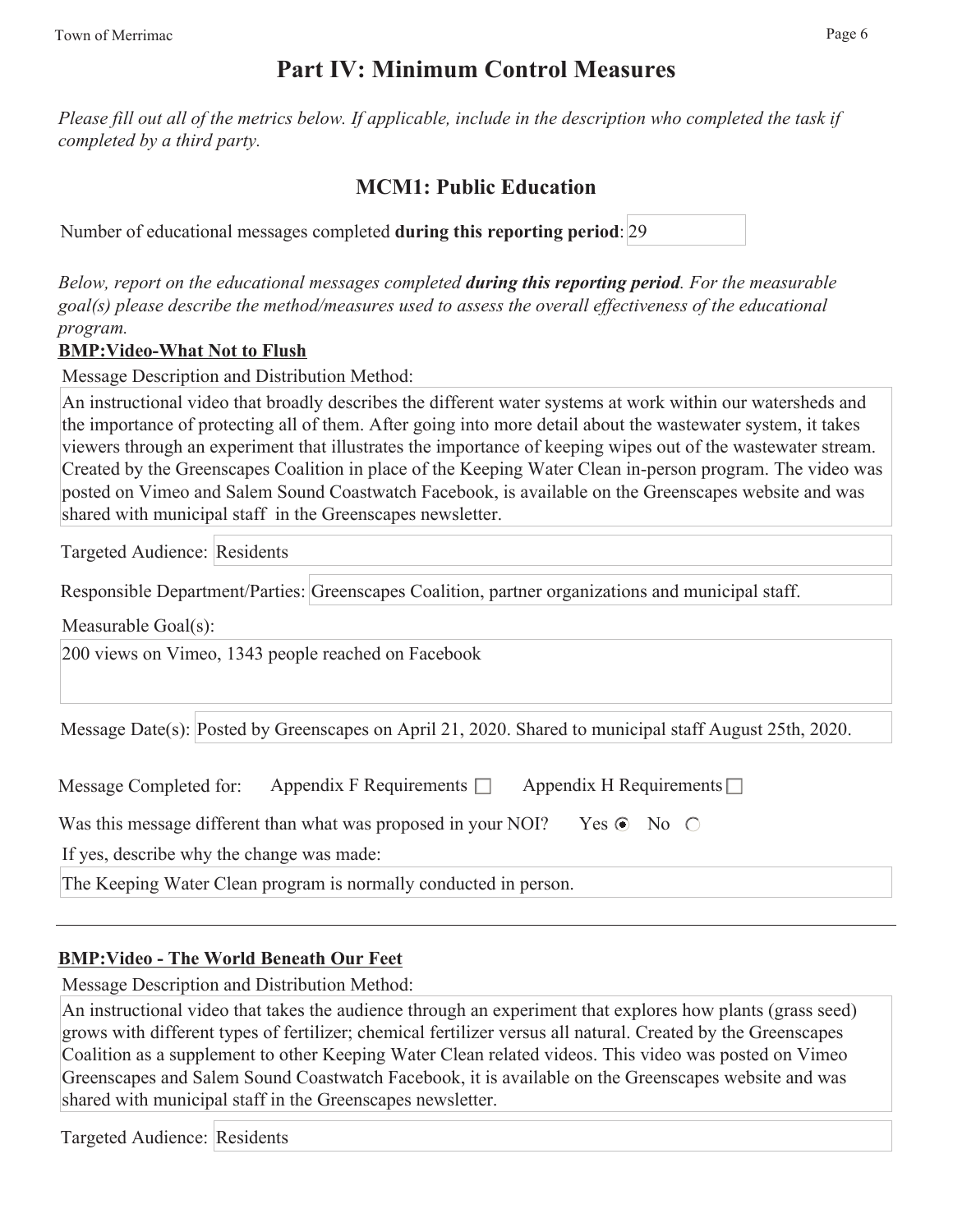# Part IV: Minimum Control Measures

*Please fill out all of the metrics below. If applicable, include in the description who completed the task if completed by a third party.*

## MCM1: Public Education

Number of educational messages completed **during this reporting period**: 29

*Below, report on the educational messages completed **during this reporting period**. For the measurable goal(s) please describe the method/measures used to assess the overall effectiveness of the educational program.*

**BMP:Video-What Not to Flush**

Message Description and Distribution Method:

An instructional video that broadly describes the different water systems at work within our watersheds and the importance of protecting all of them. After going into more detail about the wastewater system, it takes viewers through an experiment that illustrates the importance of keeping wipes out of the wastewater stream. Created by the Greenscapes Coalition in place of the Keeping Water Clean in-person program. The video was posted on Vimeo and Salem Sound Coastwatch Facebook, is available on the Greenscapes website and was shared with municipal staff in the Greenscapes newsletter.

Targeted Audience: Residents

Responsible Department/Parties: Greenscapes Coalition, partner organizations and municipal staff.

Measurable Goal(s):

200 views on Vimeo, 1343 people reached on Facebook

Message Date(s): Posted by Greenscapes on April 21, 2020. Shared to municipal staff August 25th, 2020.

Message Completed for: Appendix F Requirements ☐ Appendix H Requirements ☐

Was this message different than what was proposed in your NOI? Yes ◉ No ○

If yes, describe why the change was made:

The Keeping Water Clean program is normally conducted in person.

---

**BMP:Video - The World Beneath Our Feet**

Message Description and Distribution Method:

An instructional video that takes the audience through an experiment that explores how plants (grass seed) grows with different types of fertilizer; chemical fertilizer versus all natural. Created by the Greenscapes Coalition as a supplement to other Keeping Water Clean related videos. This video was posted on Vimeo Greenscapes and Salem Sound Coastwatch Facebook, it is available on the Greenscapes website and was shared with municipal staff in the Greenscapes newsletter.

Targeted Audience: Residents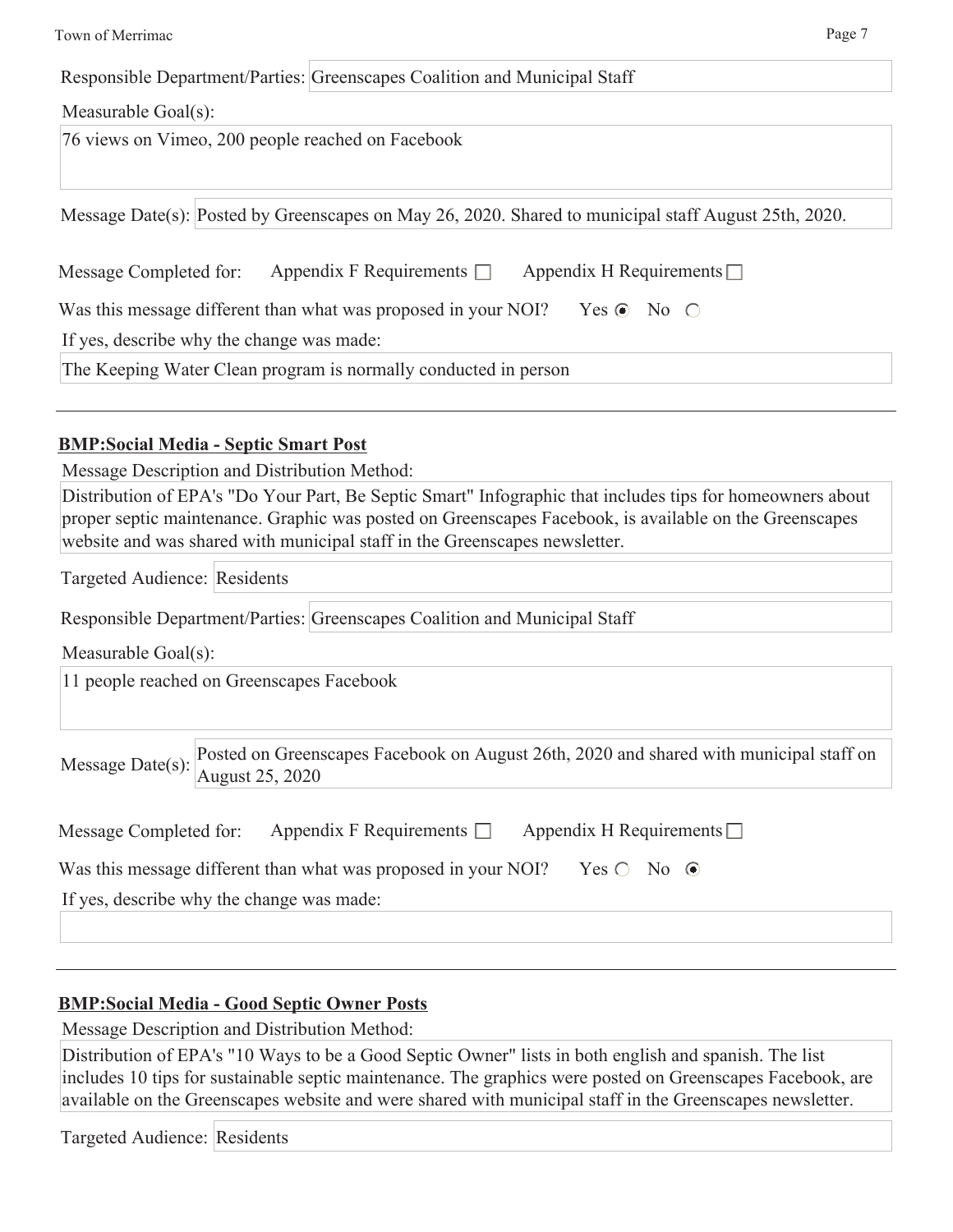Responsible Department/Parties: Greenscapes Coalition and Municipal Staff

Measurable Goal(s):

76 views on Vimeo, 200 people reached on Facebook

Message Date(s): Posted by Greenscapes on May 26, 2020. Shared to municipal staff August 25th, 2020.

Message Completed for: Appendix F Requirements ☐ Appendix H Requirements ☐

Was this message different than what was proposed in your NOI? Yes ◉ No ○

If yes, describe why the change was made:

The Keeping Water Clean program is normally conducted in person

---

### BMP:Social Media - Septic Smart Post

Message Description and Distribution Method:

Distribution of EPA's "Do Your Part, Be Septic Smart" Infographic that includes tips for homeowners about proper septic maintenance. Graphic was posted on Greenscapes Facebook, is available on the Greenscapes website and was shared with municipal staff in the Greenscapes newsletter.

Targeted Audience: Residents

Responsible Department/Parties: Greenscapes Coalition and Municipal Staff

Measurable Goal(s):

11 people reached on Greenscapes Facebook

Message Date(s): Posted on Greenscapes Facebook on August 26th, 2020 and shared with municipal staff on August 25, 2020

Message Completed for: Appendix F Requirements ☐ Appendix H Requirements ☐

Was this message different than what was proposed in your NOI? Yes ○ No ◉

If yes, describe why the change was made:

---

### BMP:Social Media - Good Septic Owner Posts

Message Description and Distribution Method:

Distribution of EPA's "10 Ways to be a Good Septic Owner" lists in both english and spanish. The list includes 10 tips for sustainable septic maintenance. The graphics were posted on Greenscapes Facebook, are available on the Greenscapes website and were shared with municipal staff in the Greenscapes newsletter.

Targeted Audience: Residents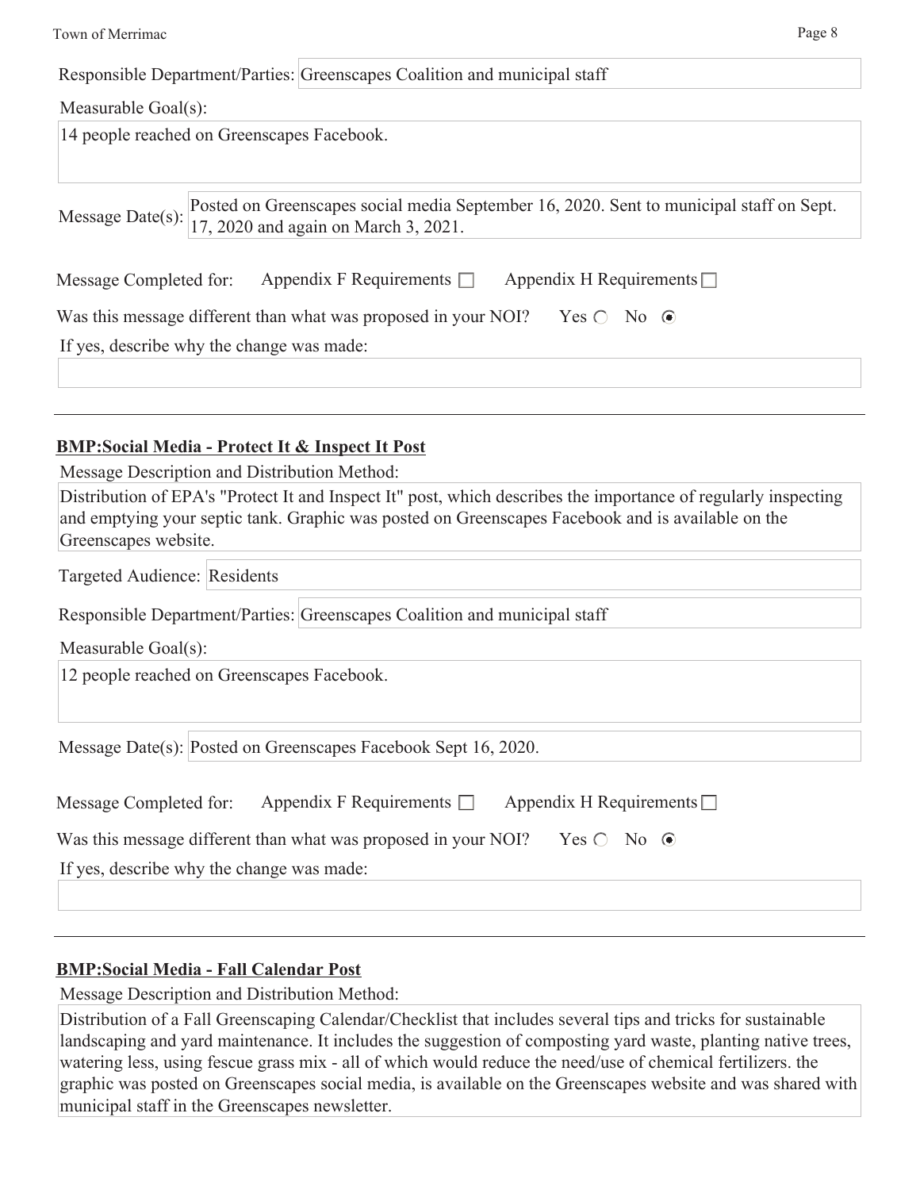Responsible Department/Parties: Greenscapes Coalition and municipal staff

Measurable Goal(s):

14 people reached on Greenscapes Facebook.

Message Date(s): Posted on Greenscapes social media September 16, 2020. Sent to municipal staff on Sept. 17, 2020 and again on March 3, 2021.

Message Completed for: Appendix F Requirements ☐ Appendix H Requirements ☐

Was this message different than what was proposed in your NOI? Yes ○ No ◉

If yes, describe why the change was made:

---

**BMP:Social Media - Protect It & Inspect It Post**

Message Description and Distribution Method:

Distribution of EPA's "Protect It and Inspect It" post, which describes the importance of regularly inspecting and emptying your septic tank. Graphic was posted on Greenscapes Facebook and is available on the Greenscapes website.

Targeted Audience: Residents

Responsible Department/Parties: Greenscapes Coalition and municipal staff

Measurable Goal(s):

12 people reached on Greenscapes Facebook.

Message Date(s): Posted on Greenscapes Facebook Sept 16, 2020.

Message Completed for: Appendix F Requirements ☐ Appendix H Requirements ☐

Was this message different than what was proposed in your NOI? Yes ○ No ◉

If yes, describe why the change was made:

---

**BMP:Social Media - Fall Calendar Post**

Message Description and Distribution Method:

Distribution of a Fall Greenscaping Calendar/Checklist that includes several tips and tricks for sustainable landscaping and yard maintenance. It includes the suggestion of composting yard waste, planting native trees, watering less, using fescue grass mix - all of which would reduce the need/use of chemical fertilizers. the graphic was posted on Greenscapes social media, is available on the Greenscapes website and was shared with municipal staff in the Greenscapes newsletter.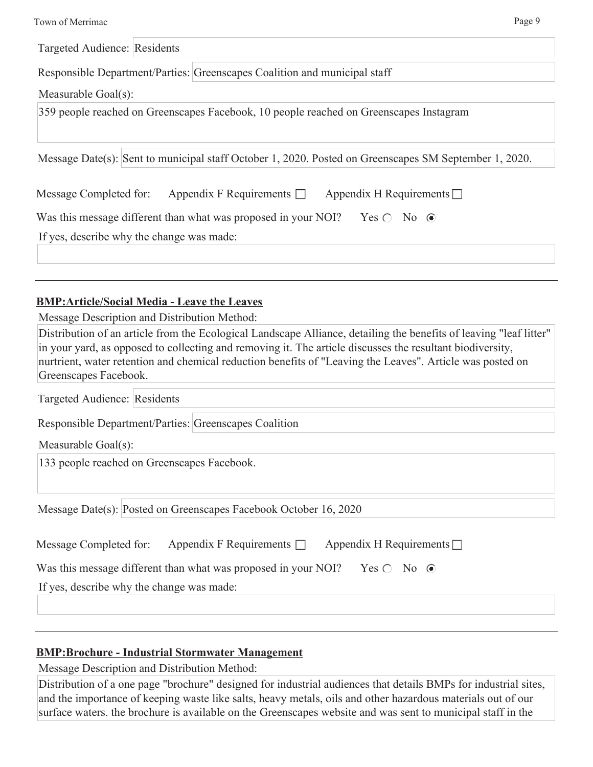Targeted Audience: Residents

Responsible Department/Parties: Greenscapes Coalition and municipal staff

Measurable Goal(s):

359 people reached on Greenscapes Facebook, 10 people reached on Greenscapes Instagram

Message Date(s): Sent to municipal staff October 1, 2020. Posted on Greenscapes SM September 1, 2020.

Message Completed for: Appendix F Requirements ☐ Appendix H Requirements ☐

Was this message different than what was proposed in your NOI? Yes ○ No ◉

If yes, describe why the change was made:

---

**BMP:Article/Social Media - Leave the Leaves**

Message Description and Distribution Method:

Distribution of an article from the Ecological Landscape Alliance, detailing the benefits of leaving "leaf litter" in your yard, as opposed to collecting and removing it. The article discusses the resultant biodiversity, nurtrient, water retention and chemical reduction benefits of "Leaving the Leaves". Article was posted on Greenscapes Facebook.

Targeted Audience: Residents

Responsible Department/Parties: Greenscapes Coalition

Measurable Goal(s):

133 people reached on Greenscapes Facebook.

Message Date(s): Posted on Greenscapes Facebook October 16, 2020

Message Completed for: Appendix F Requirements ☐ Appendix H Requirements ☐

Was this message different than what was proposed in your NOI? Yes ○ No ◉

If yes, describe why the change was made:

---

**BMP:Brochure - Industrial Stormwater Management**

Message Description and Distribution Method:

Distribution of a one page "brochure" designed for industrial audiences that details BMPs for industrial sites, and the importance of keeping waste like salts, heavy metals, oils and other hazardous materials out of our surface waters. the brochure is available on the Greenscapes website and was sent to municipal staff in the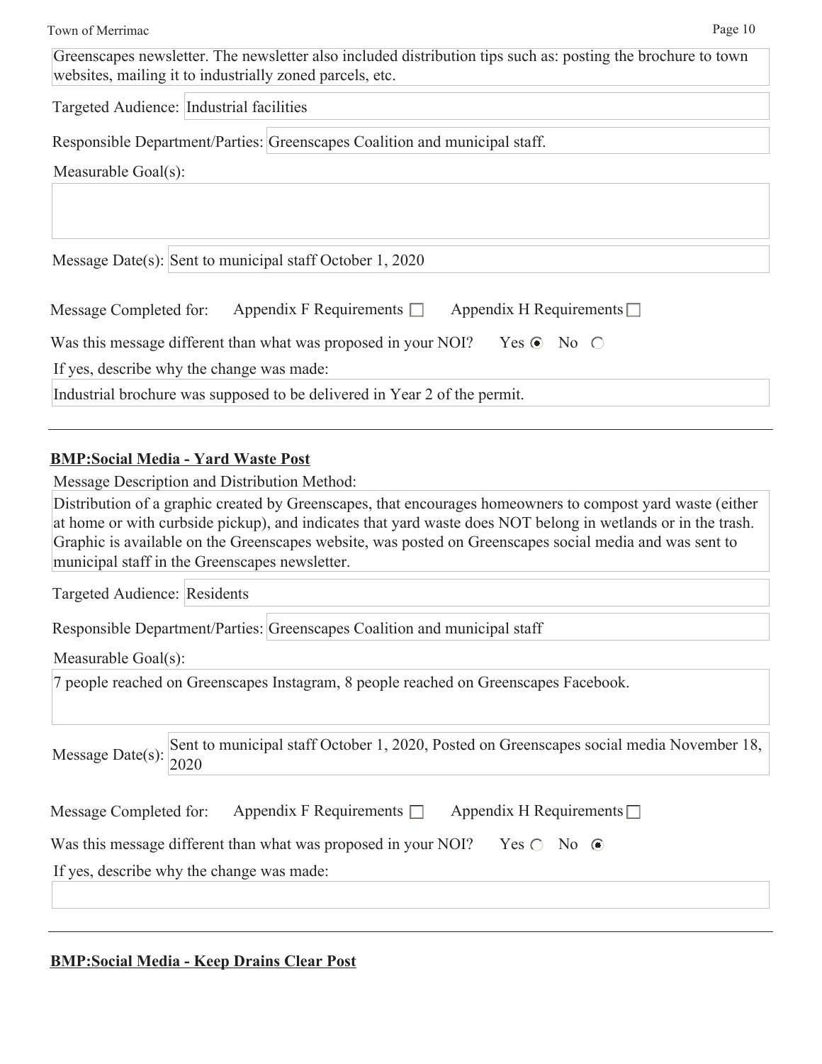Greenscapes newsletter. The newsletter also included distribution tips such as: posting the brochure to town websites, mailing it to industrially zoned parcels, etc.

Targeted Audience: Industrial facilities

Responsible Department/Parties: Greenscapes Coalition and municipal staff.

Measurable Goal(s):

Message Date(s): Sent to municipal staff October 1, 2020

Message Completed for: Appendix F Requirements ☐ Appendix H Requirements ☐

Was this message different than what was proposed in your NOI? Yes ◉ No ○

If yes, describe why the change was made:

Industrial brochure was supposed to be delivered in Year 2 of the permit.

---

**BMP:Social Media - Yard Waste Post**

Message Description and Distribution Method:

Distribution of a graphic created by Greenscapes, that encourages homeowners to compost yard waste (either at home or with curbside pickup), and indicates that yard waste does NOT belong in wetlands or in the trash. Graphic is available on the Greenscapes website, was posted on Greenscapes social media and was sent to municipal staff in the Greenscapes newsletter.

Targeted Audience: Residents

Responsible Department/Parties: Greenscapes Coalition and municipal staff

Measurable Goal(s):

7 people reached on Greenscapes Instagram, 8 people reached on Greenscapes Facebook.

Message Date(s): Sent to municipal staff October 1, 2020, Posted on Greenscapes social media November 18, 2020

Message Completed for: Appendix F Requirements ☐ Appendix H Requirements ☐

Was this message different than what was proposed in your NOI? Yes ○ No ◉

If yes, describe why the change was made:

---

**BMP:Social Media - Keep Drains Clear Post**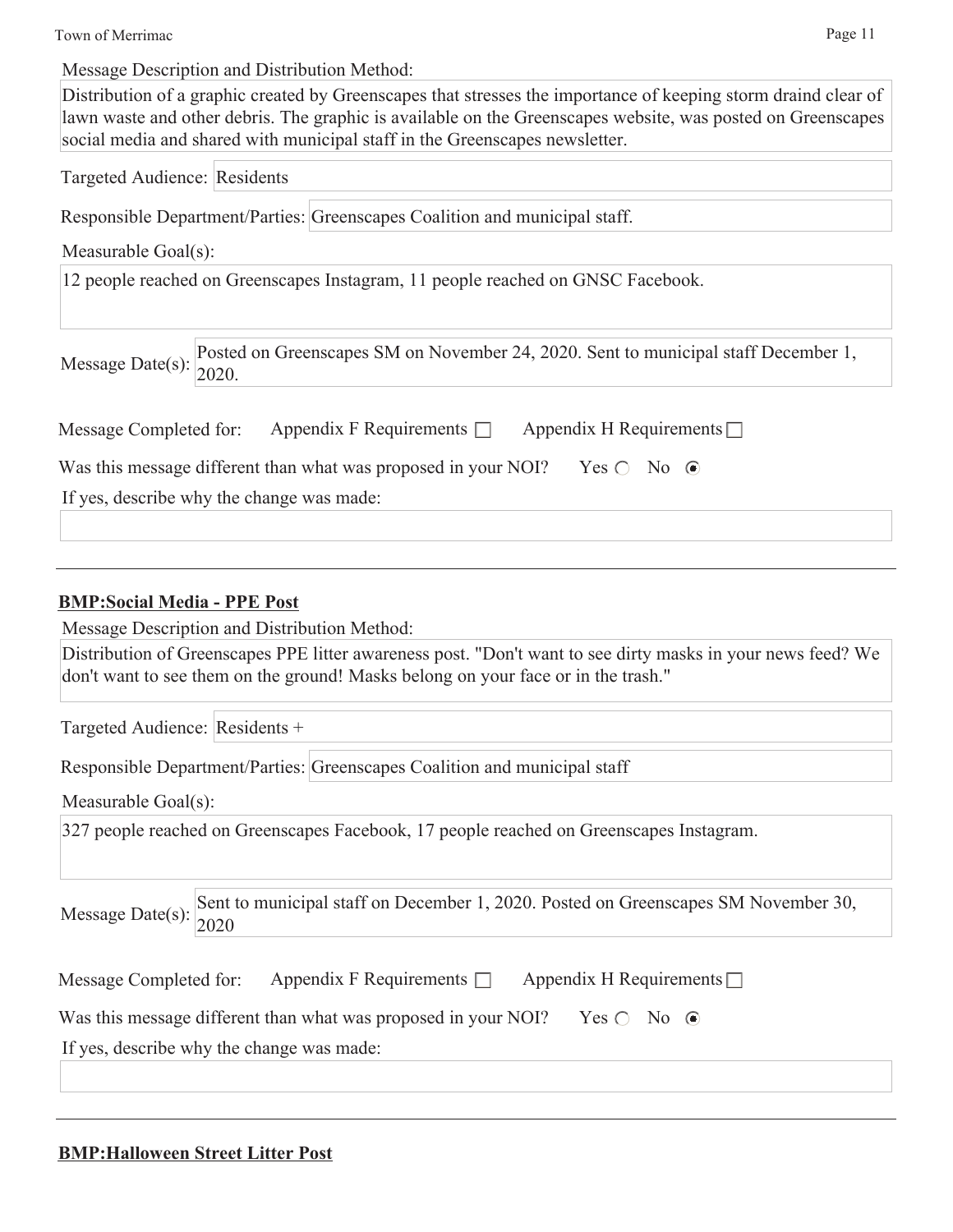Message Description and Distribution Method:

Distribution of a graphic created by Greenscapes that stresses the importance of keeping storm draind clear of lawn waste and other debris. The graphic is available on the Greenscapes website, was posted on Greenscapes social media and shared with municipal staff in the Greenscapes newsletter.

Targeted Audience: Residents

Responsible Department/Parties: Greenscapes Coalition and municipal staff.

Measurable Goal(s):

12 people reached on Greenscapes Instagram, 11 people reached on GNSC Facebook.

Message Date(s): Posted on Greenscapes SM on November 24, 2020. Sent to municipal staff December 1, 2020.

Message Completed for: Appendix F Requirements ☐ Appendix H Requirements ☐

Was this message different than what was proposed in your NOI? Yes ○ No ◉

If yes, describe why the change was made:

---

**BMP:Social Media - PPE Post**

Message Description and Distribution Method:

Distribution of Greenscapes PPE litter awareness post. "Don't want to see dirty masks in your news feed? We don't want to see them on the ground! Masks belong on your face or in the trash."

Targeted Audience: Residents +

Responsible Department/Parties: Greenscapes Coalition and municipal staff

Measurable Goal(s):

327 people reached on Greenscapes Facebook, 17 people reached on Greenscapes Instagram.

Message Date(s): Sent to municipal staff on December 1, 2020. Posted on Greenscapes SM November 30, 2020

Message Completed for: Appendix F Requirements ☐ Appendix H Requirements ☐

Was this message different than what was proposed in your NOI? Yes ○ No ◉

If yes, describe why the change was made:

---

**BMP:Halloween Street Litter Post**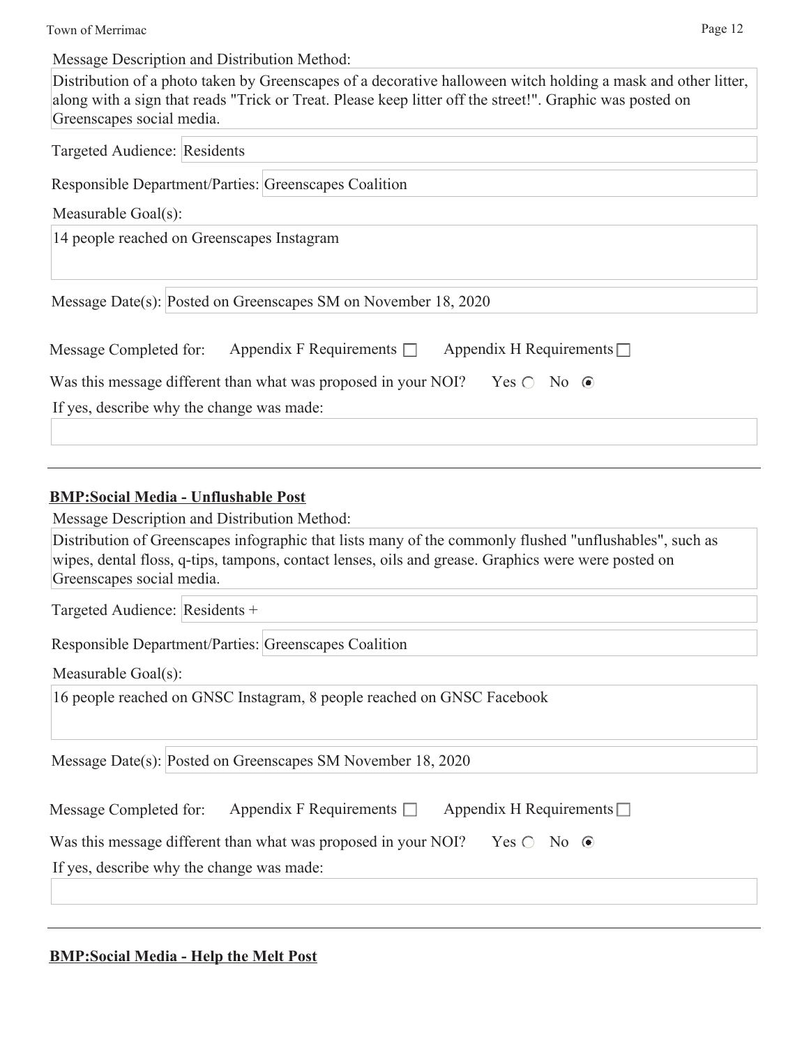Message Description and Distribution Method:

Distribution of a photo taken by Greenscapes of a decorative halloween witch holding a mask and other litter, along with a sign that reads "Trick or Treat. Please keep litter off the street!". Graphic was posted on Greenscapes social media.

Targeted Audience: Residents

Responsible Department/Parties: Greenscapes Coalition

Measurable Goal(s):

14 people reached on Greenscapes Instagram

Message Date(s): Posted on Greenscapes SM on November 18, 2020

Message Completed for: Appendix F Requirements ☐ Appendix H Requirements ☐

Was this message different than what was proposed in your NOI? Yes ○ No ◉

If yes, describe why the change was made:

---

**BMP:Social Media - Unflushable Post**

Message Description and Distribution Method:

Distribution of Greenscapes infographic that lists many of the commonly flushed "unflushables", such as wipes, dental floss, q-tips, tampons, contact lenses, oils and grease. Graphics were were posted on Greenscapes social media.

Targeted Audience: Residents +

Responsible Department/Parties: Greenscapes Coalition

Measurable Goal(s):

16 people reached on GNSC Instagram, 8 people reached on GNSC Facebook

Message Date(s): Posted on Greenscapes SM November 18, 2020

Message Completed for: Appendix F Requirements ☐ Appendix H Requirements ☐

Was this message different than what was proposed in your NOI? Yes ○ No ◉

If yes, describe why the change was made:

---

**BMP:Social Media - Help the Melt Post**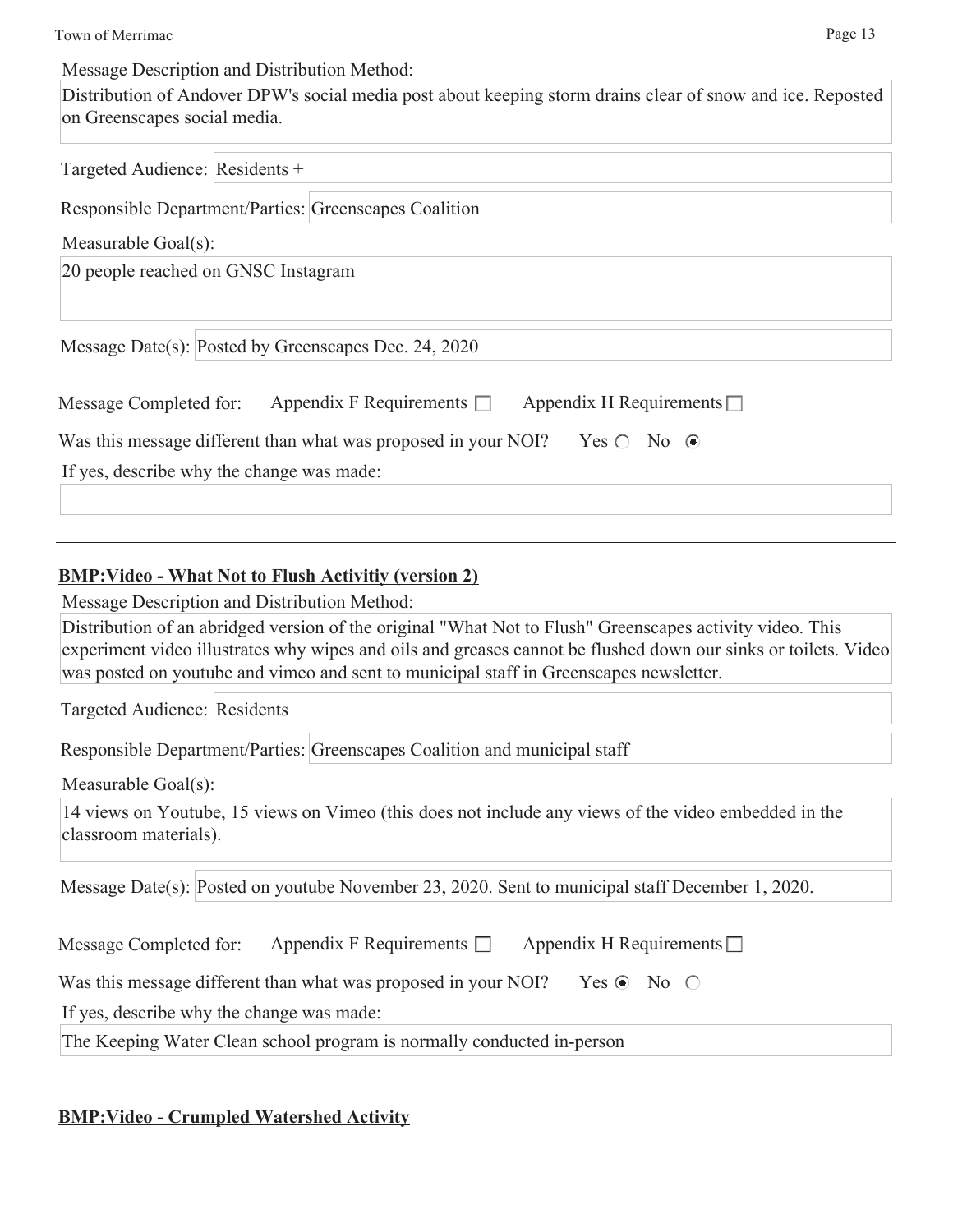Message Description and Distribution Method:

Distribution of Andover DPW's social media post about keeping storm drains clear of snow and ice. Reposted on Greenscapes social media.

Targeted Audience: Residents +

Responsible Department/Parties: Greenscapes Coalition

Measurable Goal(s):

20 people reached on GNSC Instagram

Message Date(s): Posted by Greenscapes Dec. 24, 2020

Message Completed for: Appendix F Requirements ☐ Appendix H Requirements ☐

Was this message different than what was proposed in your NOI? Yes ○ No ◉

If yes, describe why the change was made:

---

**BMP:Video - What Not to Flush Activitiy (version 2)**

Message Description and Distribution Method:

Distribution of an abridged version of the original "What Not to Flush" Greenscapes activity video. This experiment video illustrates why wipes and oils and greases cannot be flushed down our sinks or toilets. Video was posted on youtube and vimeo and sent to municipal staff in Greenscapes newsletter.

Targeted Audience: Residents

Responsible Department/Parties: Greenscapes Coalition and municipal staff

Measurable Goal(s):

14 views on Youtube, 15 views on Vimeo (this does not include any views of the video embedded in the classroom materials).

Message Date(s): Posted on youtube November 23, 2020. Sent to municipal staff December 1, 2020.

Message Completed for: Appendix F Requirements ☐ Appendix H Requirements ☐

Was this message different than what was proposed in your NOI? Yes ◉ No ○

If yes, describe why the change was made:

The Keeping Water Clean school program is normally conducted in-person

---

**BMP:Video - Crumpled Watershed Activity**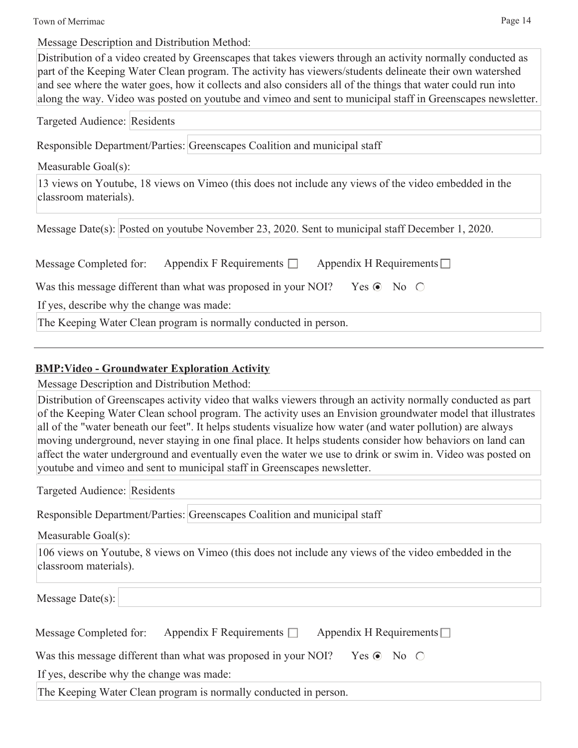Message Description and Distribution Method:

Distribution of a video created by Greenscapes that takes viewers through an activity normally conducted as part of the Keeping Water Clean program. The activity has viewers/students delineate their own watershed and see where the water goes, how it collects and also considers all of the things that water could run into along the way. Video was posted on youtube and vimeo and sent to municipal staff in Greenscapes newsletter.

Targeted Audience: Residents

Responsible Department/Parties: Greenscapes Coalition and municipal staff

Measurable Goal(s):

13 views on Youtube, 18 views on Vimeo (this does not include any views of the video embedded in the classroom materials).

Message Date(s): Posted on youtube November 23, 2020. Sent to municipal staff December 1, 2020.

Message Completed for: Appendix F Requirements ☐ Appendix H Requirements ☐

Was this message different than what was proposed in your NOI? Yes ◉ No ○

If yes, describe why the change was made:

The Keeping Water Clean program is normally conducted in person.

---

**BMP:Video - Groundwater Exploration Activity**

Message Description and Distribution Method:

Distribution of Greenscapes activity video that walks viewers through an activity normally conducted as part of the Keeping Water Clean school program. The activity uses an Envision groundwater model that illustrates all of the "water beneath our feet". It helps students visualize how water (and water pollution) are always moving underground, never staying in one final place. It helps students consider how behaviors on land can affect the water underground and eventually even the water we use to drink or swim in. Video was posted on youtube and vimeo and sent to municipal staff in Greenscapes newsletter.

Targeted Audience: Residents

Responsible Department/Parties: Greenscapes Coalition and municipal staff

Measurable Goal(s):

106 views on Youtube, 8 views on Vimeo (this does not include any views of the video embedded in the classroom materials).

Message Date(s):

Message Completed for: Appendix F Requirements ☐ Appendix H Requirements ☐

Was this message different than what was proposed in your NOI? Yes ◉ No ○

If yes, describe why the change was made:

The Keeping Water Clean program is normally conducted in person.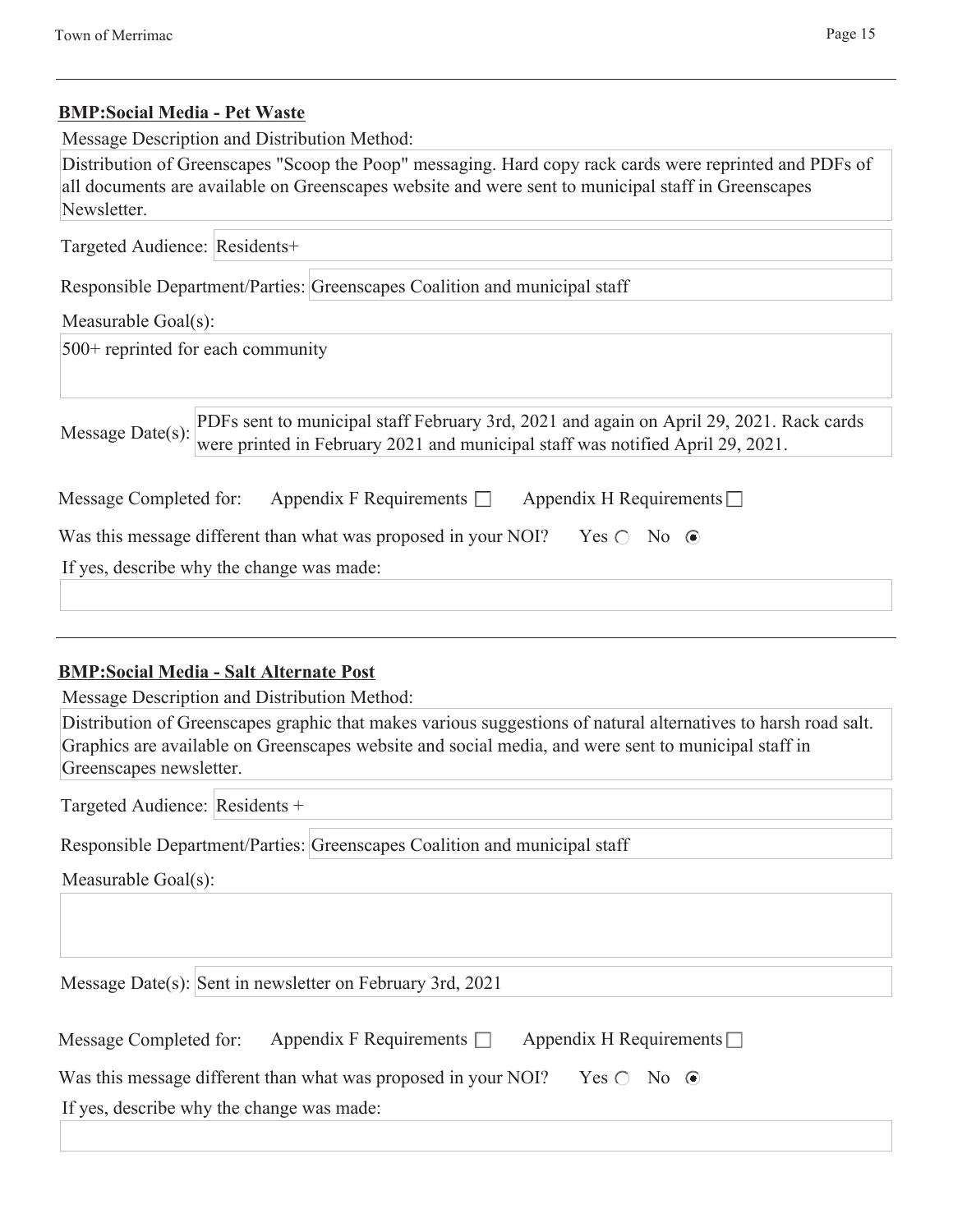**BMP:Social Media - Pet Waste**

Message Description and Distribution Method:

Distribution of Greenscapes "Scoop the Poop" messaging. Hard copy rack cards were reprinted and PDFs of all documents are available on Greenscapes website and were sent to municipal staff in Greenscapes Newsletter.

Targeted Audience: Residents+

Responsible Department/Parties: Greenscapes Coalition and municipal staff

Measurable Goal(s):

500+ reprinted for each community

Message Date(s): PDFs sent to municipal staff February 3rd, 2021 and again on April 29, 2021. Rack cards were printed in February 2021 and municipal staff was notified April 29, 2021.

Message Completed for: Appendix F Requirements ☐ Appendix H Requirements ☐

Was this message different than what was proposed in your NOI? Yes ○ No ◉

If yes, describe why the change was made:

---

**BMP:Social Media - Salt Alternate Post**

Message Description and Distribution Method:

Distribution of Greenscapes graphic that makes various suggestions of natural alternatives to harsh road salt. Graphics are available on Greenscapes website and social media, and were sent to municipal staff in Greenscapes newsletter.

Targeted Audience: Residents +

Responsible Department/Parties: Greenscapes Coalition and municipal staff

Measurable Goal(s):

Message Date(s): Sent in newsletter on February 3rd, 2021

Message Completed for: Appendix F Requirements ☐ Appendix H Requirements ☐

Was this message different than what was proposed in your NOI? Yes ○ No ◉

If yes, describe why the change was made: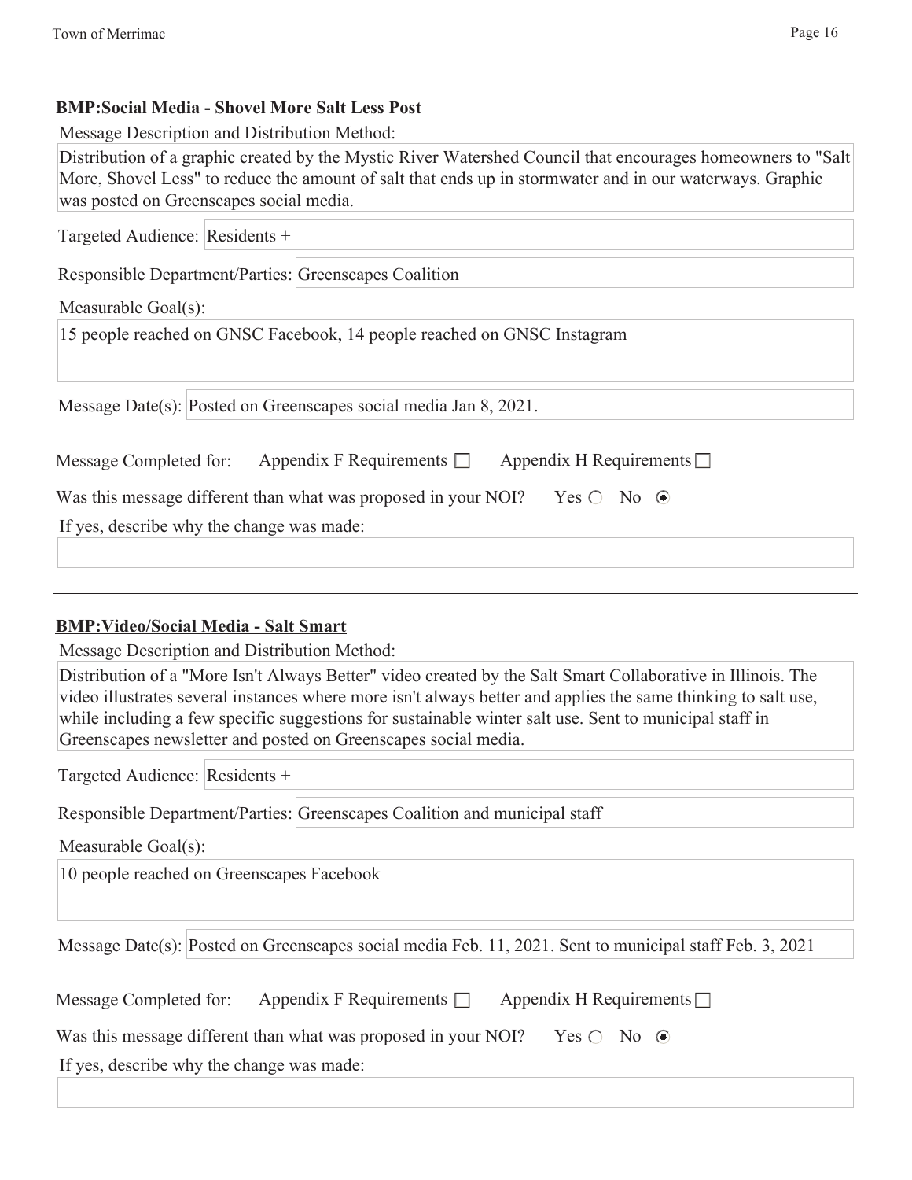**BMP:Social Media - Shovel More Salt Less Post**

Message Description and Distribution Method:

Distribution of a graphic created by the Mystic River Watershed Council that encourages homeowners to "Salt More, Shovel Less" to reduce the amount of salt that ends up in stormwater and in our waterways. Graphic was posted on Greenscapes social media.

Targeted Audience: Residents +

Responsible Department/Parties: Greenscapes Coalition

Measurable Goal(s):

15 people reached on GNSC Facebook, 14 people reached on GNSC Instagram

Message Date(s): Posted on Greenscapes social media Jan 8, 2021.

Message Completed for: Appendix F Requirements ☐ Appendix H Requirements ☐

Was this message different than what was proposed in your NOI? Yes ○ No ◉

If yes, describe why the change was made:

---

**BMP:Video/Social Media - Salt Smart**

Message Description and Distribution Method:

Distribution of a "More Isn't Always Better" video created by the Salt Smart Collaborative in Illinois. The video illustrates several instances where more isn't always better and applies the same thinking to salt use, while including a few specific suggestions for sustainable winter salt use. Sent to municipal staff in Greenscapes newsletter and posted on Greenscapes social media.

Targeted Audience: Residents +

Responsible Department/Parties: Greenscapes Coalition and municipal staff

Measurable Goal(s):

10 people reached on Greenscapes Facebook

Message Date(s): Posted on Greenscapes social media Feb. 11, 2021. Sent to municipal staff Feb. 3, 2021

Message Completed for: Appendix F Requirements ☐ Appendix H Requirements ☐

Was this message different than what was proposed in your NOI? Yes ○ No ◉

If yes, describe why the change was made: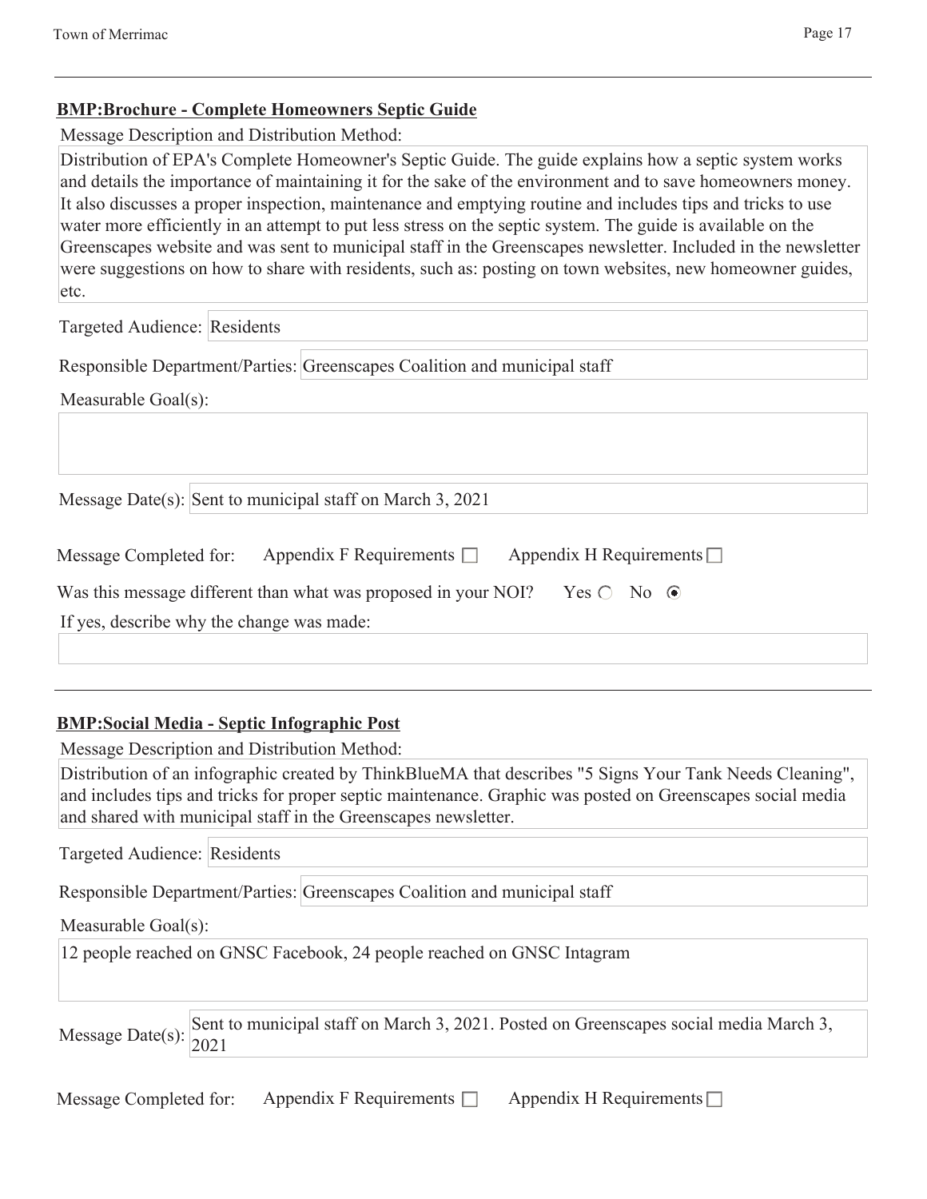### BMP:Brochure - Complete Homeowners Septic Guide

Message Description and Distribution Method:

Distribution of EPA's Complete Homeowner's Septic Guide. The guide explains how a septic system works and details the importance of maintaining it for the sake of the environment and to save homeowners money. It also discusses a proper inspection, maintenance and emptying routine and includes tips and tricks to use water more efficiently in an attempt to put less stress on the septic system. The guide is available on the Greenscapes website and was sent to municipal staff in the Greenscapes newsletter. Included in the newsletter were suggestions on how to share with residents, such as: posting on town websites, new homeowner guides, etc.

Targeted Audience: Residents

Responsible Department/Parties: Greenscapes Coalition and municipal staff

Measurable Goal(s):

Message Date(s): Sent to municipal staff on March 3, 2021

Message Completed for: Appendix F Requirements ☐ Appendix H Requirements ☐

Was this message different than what was proposed in your NOI? Yes ○ No ◉

If yes, describe why the change was made:

---

### BMP:Social Media - Septic Infographic Post

Message Description and Distribution Method:

Distribution of an infographic created by ThinkBlueMA that describes "5 Signs Your Tank Needs Cleaning", and includes tips and tricks for proper septic maintenance. Graphic was posted on Greenscapes social media and shared with municipal staff in the Greenscapes newsletter.

Targeted Audience: Residents

Responsible Department/Parties: Greenscapes Coalition and municipal staff

Measurable Goal(s):

12 people reached on GNSC Facebook, 24 people reached on GNSC Intagram

Message Date(s): Sent to municipal staff on March 3, 2021. Posted on Greenscapes social media March 3, 2021

Message Completed for: Appendix F Requirements ☐ Appendix H Requirements ☐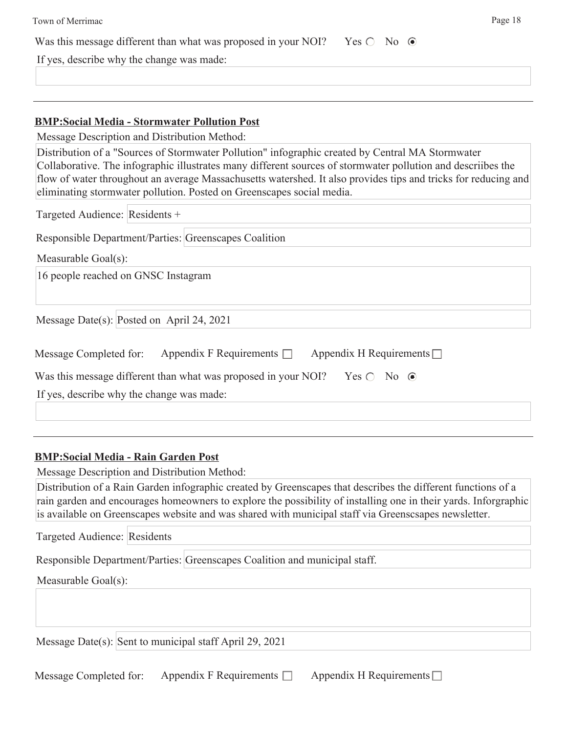Was this message different than what was proposed in your NOI? Yes ○ No ◉

If yes, describe why the change was made:

---

**BMP:Social Media - Stormwater Pollution Post**

Message Description and Distribution Method:

Distribution of a "Sources of Stormwater Pollution" infographic created by Central MA Stormwater Collaborative. The infographic illustrates many different sources of stormwater pollution and descriibes the flow of water throughout an average Massachusetts watershed. It also provides tips and tricks for reducing and eliminating stormwater pollution. Posted on Greenscapes social media.

Targeted Audience: Residents +

Responsible Department/Parties: Greenscapes Coalition

Measurable Goal(s):

16 people reached on GNSC Instagram

Message Date(s): Posted on April 24, 2021

Message Completed for: Appendix F Requirements ☐ Appendix H Requirements ☐

Was this message different than what was proposed in your NOI? Yes ○ No ◉

If yes, describe why the change was made:

---

**BMP:Social Media - Rain Garden Post**

Message Description and Distribution Method:

Distribution of a Rain Garden infographic created by Greenscapes that describes the different functions of a rain garden and encourages homeowners to explore the possibility of installing one in their yards. Inforgraphic is available on Greenscapes website and was shared with municipal staff via Greenscsapes newsletter.

Targeted Audience: Residents

Responsible Department/Parties: Greenscapes Coalition and municipal staff.

Measurable Goal(s):

Message Date(s): Sent to municipal staff April 29, 2021

Message Completed for: Appendix F Requirements ☐ Appendix H Requirements ☐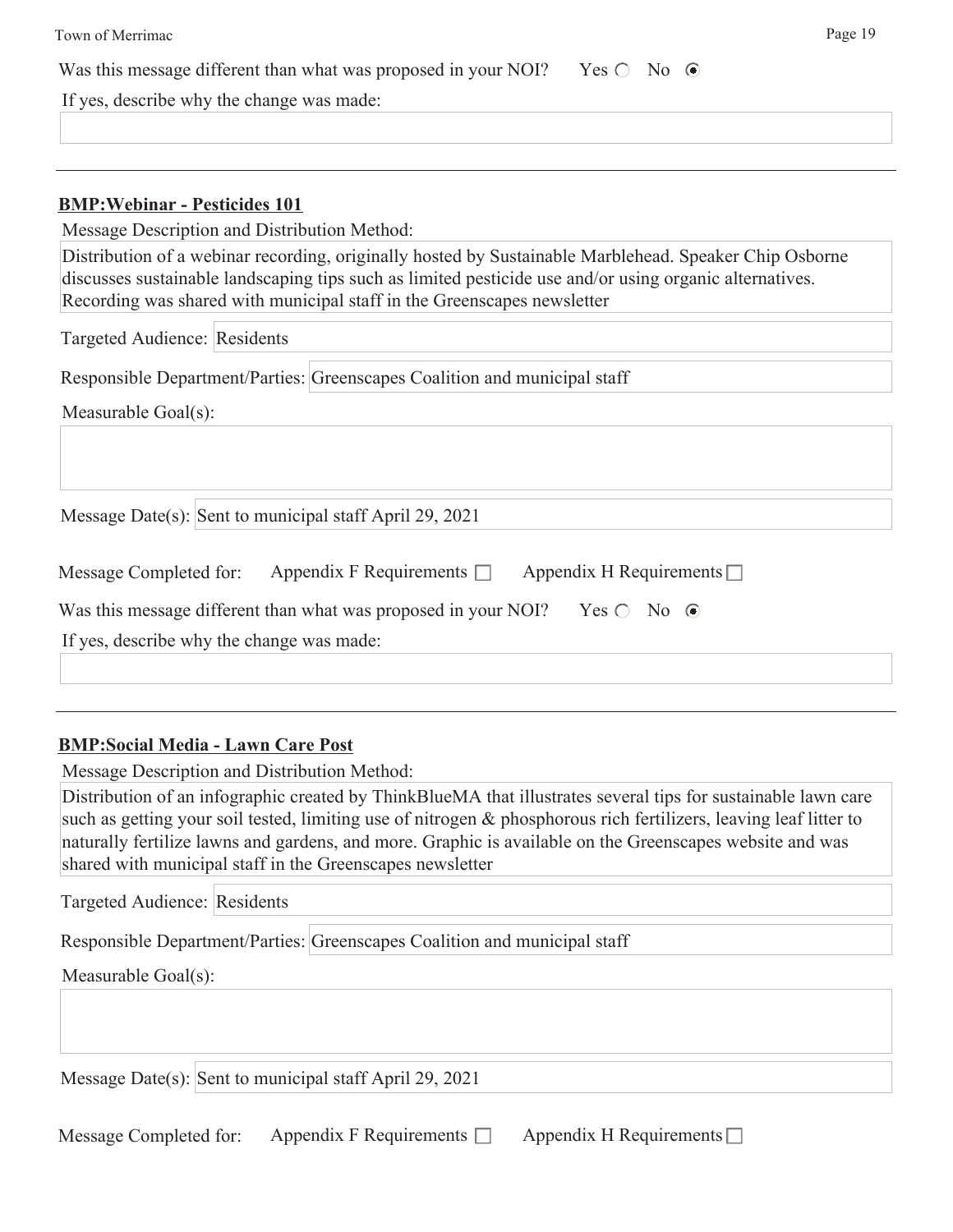Was this message different than what was proposed in your NOI? Yes ○ No ◉

If yes, describe why the change was made:

---

**BMP:Webinar - Pesticides 101**

Message Description and Distribution Method:

Distribution of a webinar recording, originally hosted by Sustainable Marblehead. Speaker Chip Osborne discusses sustainable landscaping tips such as limited pesticide use and/or using organic alternatives. Recording was shared with municipal staff in the Greenscapes newsletter

Targeted Audience: Residents

Responsible Department/Parties: Greenscapes Coalition and municipal staff

Measurable Goal(s):

Message Date(s): Sent to municipal staff April 29, 2021

Message Completed for: Appendix F Requirements ☐ Appendix H Requirements ☐

Was this message different than what was proposed in your NOI? Yes ○ No ◉

If yes, describe why the change was made:

---

**BMP:Social Media - Lawn Care Post**

Message Description and Distribution Method:

Distribution of an infographic created by ThinkBlueMA that illustrates several tips for sustainable lawn care such as getting your soil tested, limiting use of nitrogen & phosphorous rich fertilizers, leaving leaf litter to naturally fertilize lawns and gardens, and more. Graphic is available on the Greenscapes website and was shared with municipal staff in the Greenscapes newsletter

Targeted Audience: Residents

Responsible Department/Parties: Greenscapes Coalition and municipal staff

Measurable Goal(s):

Message Date(s): Sent to municipal staff April 29, 2021

Message Completed for: Appendix F Requirements ☐ Appendix H Requirements ☐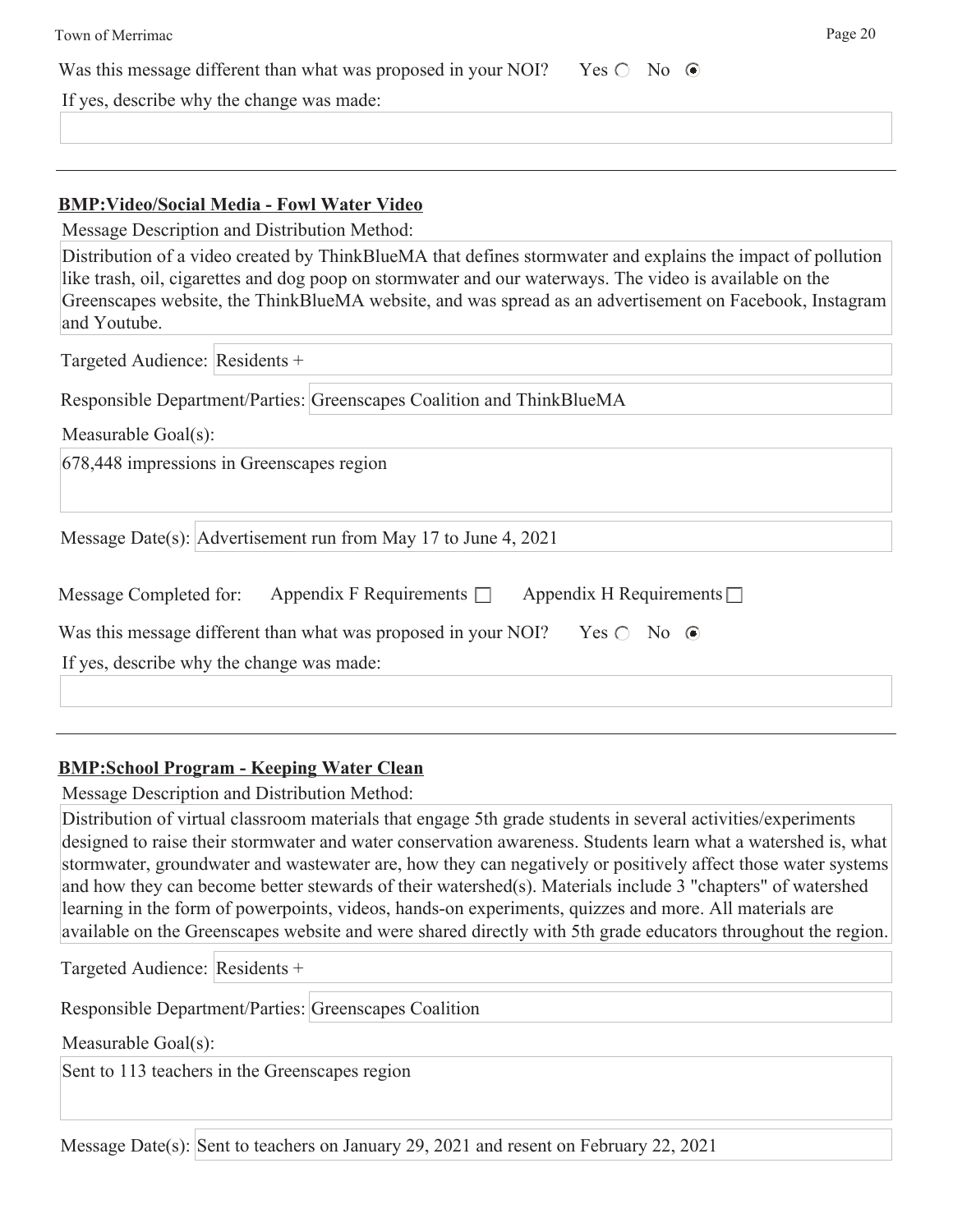Was this message different than what was proposed in your NOI? Yes ○ No ◉

If yes, describe why the change was made:

---

**BMP:Video/Social Media - Fowl Water Video**

Message Description and Distribution Method:

Distribution of a video created by ThinkBlueMA that defines stormwater and explains the impact of pollution like trash, oil, cigarettes and dog poop on stormwater and our waterways. The video is available on the Greenscapes website, the ThinkBlueMA website, and was spread as an advertisement on Facebook, Instagram and Youtube.

Targeted Audience: Residents +

Responsible Department/Parties: Greenscapes Coalition and ThinkBlueMA

Measurable Goal(s):

678,448 impressions in Greenscapes region

Message Date(s): Advertisement run from May 17 to June 4, 2021

Message Completed for: Appendix F Requirements ☐ Appendix H Requirements ☐

Was this message different than what was proposed in your NOI? Yes ○ No ◉

If yes, describe why the change was made:

---

**BMP:School Program - Keeping Water Clean**

Message Description and Distribution Method:

Distribution of virtual classroom materials that engage 5th grade students in several activities/experiments designed to raise their stormwater and water conservation awareness. Students learn what a watershed is, what stormwater, groundwater and wastewater are, how they can negatively or positively affect those water systems and how they can become better stewards of their watershed(s). Materials include 3 "chapters" of watershed learning in the form of powerpoints, videos, hands-on experiments, quizzes and more. All materials are available on the Greenscapes website and were shared directly with 5th grade educators throughout the region.

Targeted Audience: Residents +

Responsible Department/Parties: Greenscapes Coalition

Measurable Goal(s):

Sent to 113 teachers in the Greenscapes region

Message Date(s): Sent to teachers on January 29, 2021 and resent on February 22, 2021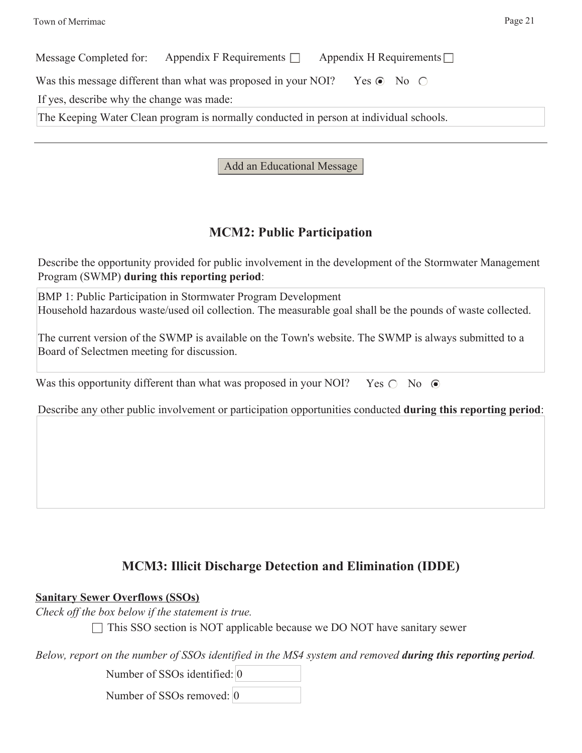Message Completed for: Appendix F Requirements ☐ Appendix H Requirements ☐

Was this message different than what was proposed in your NOI? Yes ◉ No ○

If yes, describe why the change was made:

The Keeping Water Clean program is normally conducted in person at individual schools.

---

Add an Educational Message

## MCM2: Public Participation

Describe the opportunity provided for public involvement in the development of the Stormwater Management Program (SWMP) **during this reporting period**:

BMP 1: Public Participation in Stormwater Program Development
Household hazardous waste/used oil collection. The measurable goal shall be the pounds of waste collected.

The current version of the SWMP is available on the Town's website. The SWMP is always submitted to a Board of Selectmen meeting for discussion.

Was this opportunity different than what was proposed in your NOI? Yes ○ No ◉

Describe any other public involvement or participation opportunities conducted **during this reporting period**:

## MCM3: Illicit Discharge Detection and Elimination (IDDE)

**Sanitary Sewer Overflows (SSOs)**

*Check off the box below if the statement is true.*

☐ This SSO section is NOT applicable because we DO NOT have sanitary sewer

*Below, report on the number of SSOs identified in the MS4 system and removed* ***during this reporting period****.*

Number of SSOs identified: 0

Number of SSOs removed: 0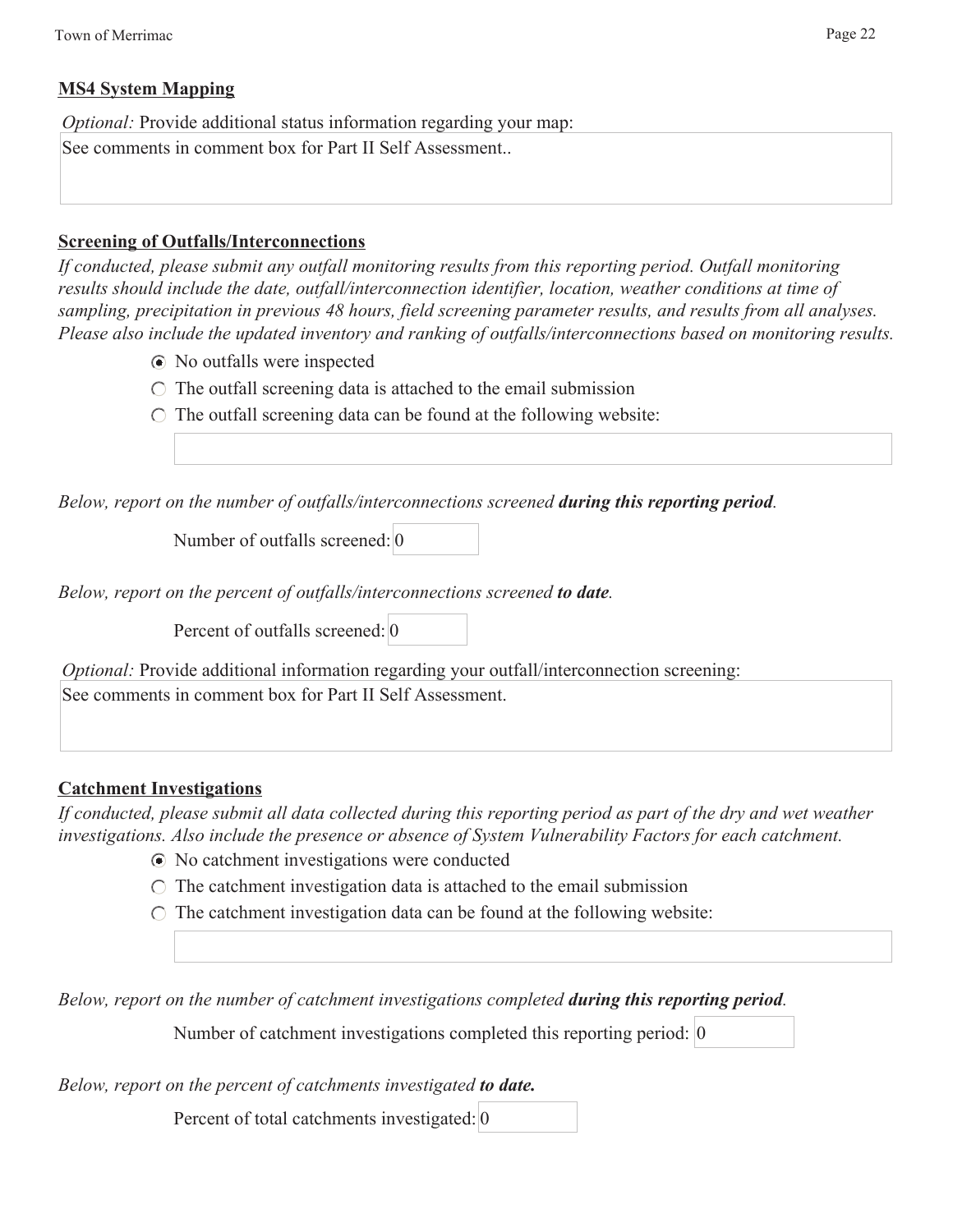**MS4 System Mapping**

*Optional:* Provide additional status information regarding your map:

See comments in comment box for Part II Self Assessment..

**Screening of Outfalls/Interconnections**

*If conducted, please submit any outfall monitoring results from this reporting period. Outfall monitoring results should include the date, outfall/interconnection identifier, location, weather conditions at time of sampling, precipitation in previous 48 hours, field screening parameter results, and results from all analyses. Please also include the updated inventory and ranking of outfalls/interconnections based on monitoring results.*

- [x] No outfalls were inspected
- [ ] The outfall screening data is attached to the email submission
- [ ] The outfall screening data can be found at the following website:

*Below, report on the number of outfalls/interconnections screened* ***during this reporting period****.*

Number of outfalls screened: 0

*Below, report on the percent of outfalls/interconnections screened* ***to date****.*

Percent of outfalls screened: 0

*Optional:* Provide additional information regarding your outfall/interconnection screening:

See comments in comment box for Part II Self Assessment.

**Catchment Investigations**

*If conducted, please submit all data collected during this reporting period as part of the dry and wet weather investigations. Also include the presence or absence of System Vulnerability Factors for each catchment.*

- [x] No catchment investigations were conducted
- [ ] The catchment investigation data is attached to the email submission
- [ ] The catchment investigation data can be found at the following website:

*Below, report on the number of catchment investigations completed* ***during this reporting period****.*

Number of catchment investigations completed this reporting period: 0

*Below, report on the percent of catchments investigated* ***to date.***

Percent of total catchments investigated: 0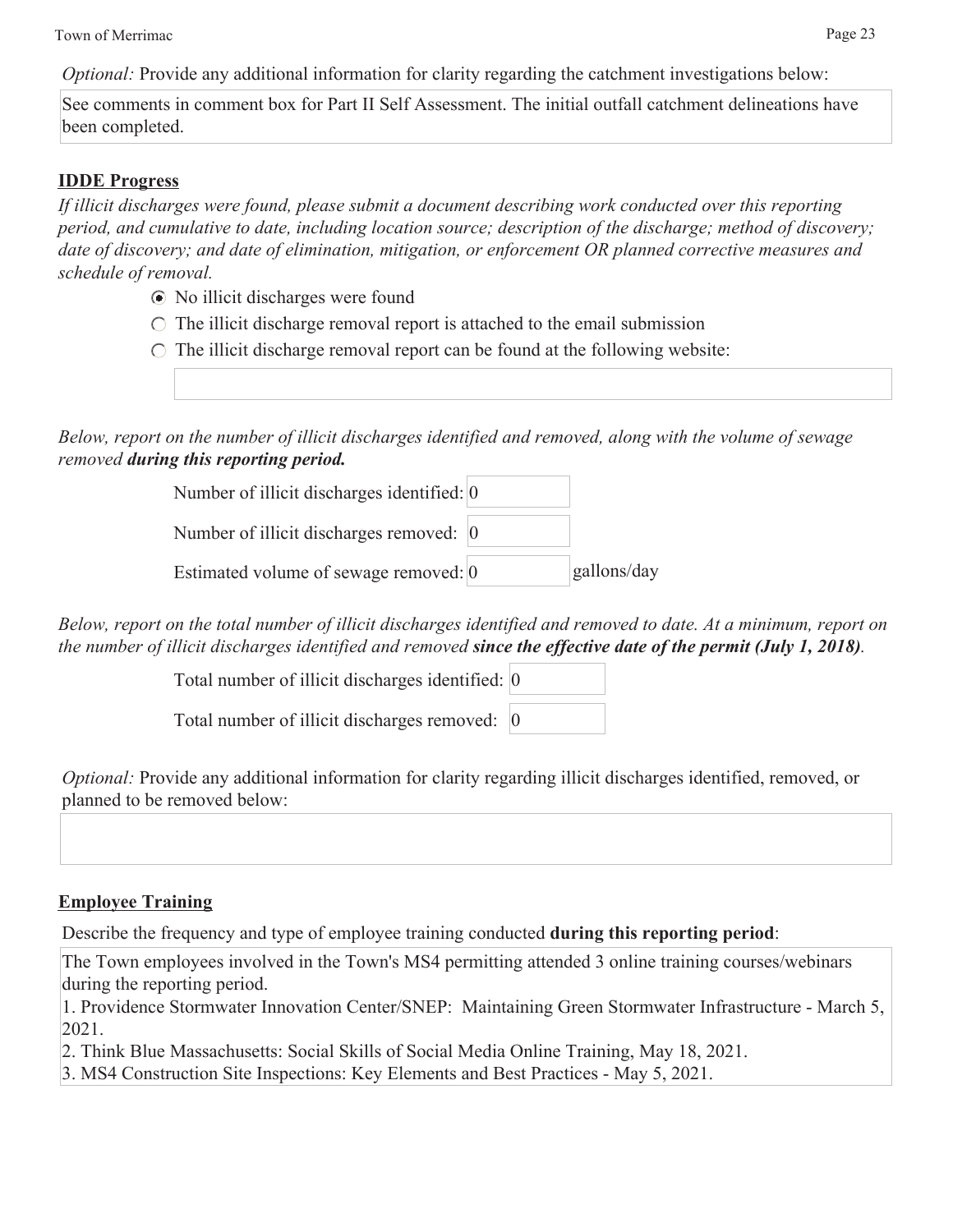*Optional:* Provide any additional information for clarity regarding the catchment investigations below:

See comments in comment box for Part II Self Assessment. The initial outfall catchment delineations have been completed.

## IDDE Progress

*If illicit discharges were found, please submit a document describing work conducted over this reporting period, and cumulative to date, including location source; description of the discharge; method of discovery; date of discovery; and date of elimination, mitigation, or enforcement OR planned corrective measures and schedule of removal.*

- (●) No illicit discharges were found
- ( ) The illicit discharge removal report is attached to the email submission
- ( ) The illicit discharge removal report can be found at the following website:

*Below, report on the number of illicit discharges identified and removed, along with the volume of sewage removed **during this reporting period.***

Number of illicit discharges identified: 0

Number of illicit discharges removed: 0

Estimated volume of sewage removed: 0 gallons/day

*Below, report on the total number of illicit discharges identified and removed to date. At a minimum, report on the number of illicit discharges identified and removed **since the effective date of the permit (July 1, 2018)**.*

Total number of illicit discharges identified: 0

Total number of illicit discharges removed: 0

*Optional:* Provide any additional information for clarity regarding illicit discharges identified, removed, or planned to be removed below:

## Employee Training

Describe the frequency and type of employee training conducted **during this reporting period**:

The Town employees involved in the Town's MS4 permitting attended 3 online training courses/webinars during the reporting period.

1. Providence Stormwater Innovation Center/SNEP: Maintaining Green Stormwater Infrastructure - March 5, 2021.
2. Think Blue Massachusetts: Social Skills of Social Media Online Training, May 18, 2021.
3. MS4 Construction Site Inspections: Key Elements and Best Practices - May 5, 2021.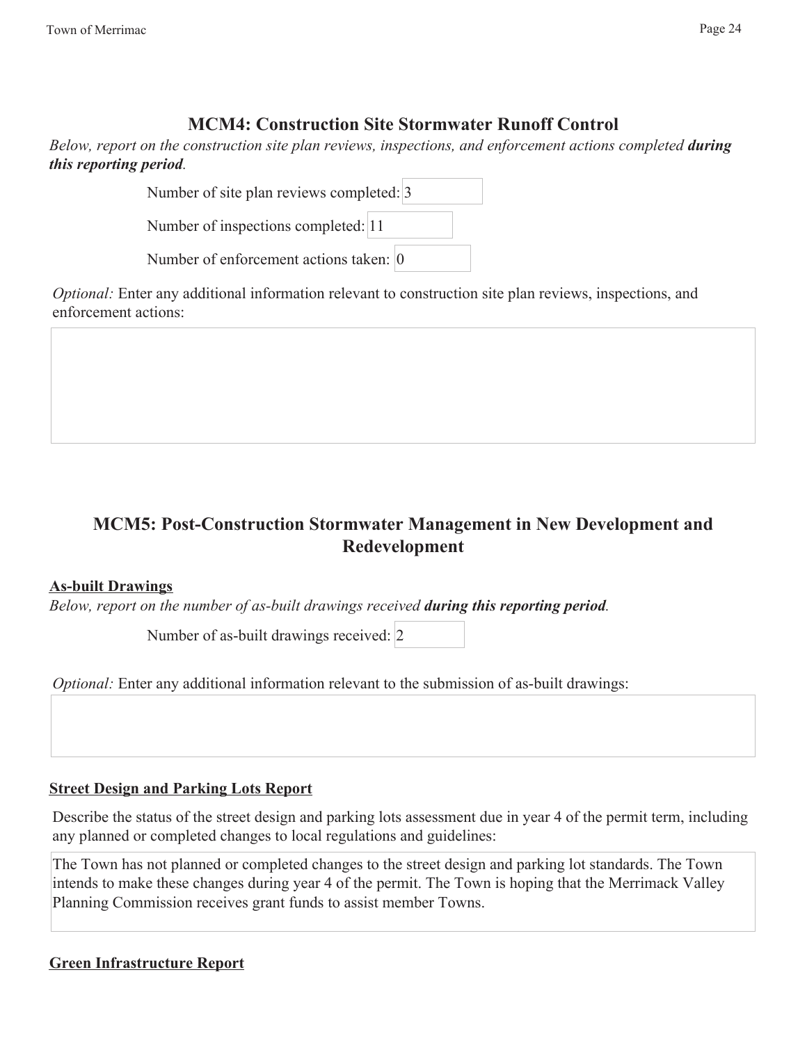## MCM4: Construction Site Stormwater Runoff Control

*Below, report on the construction site plan reviews, inspections, and enforcement actions completed **during this reporting period**.*

Number of site plan reviews completed: 3

Number of inspections completed: 11

Number of enforcement actions taken: 0

*Optional:* Enter any additional information relevant to construction site plan reviews, inspections, and enforcement actions:

## MCM5: Post-Construction Stormwater Management in New Development and Redevelopment

### As-built Drawings

*Below, report on the number of as-built drawings received **during this reporting period**.*

Number of as-built drawings received: 2

*Optional:* Enter any additional information relevant to the submission of as-built drawings:

### Street Design and Parking Lots Report

Describe the status of the street design and parking lots assessment due in year 4 of the permit term, including any planned or completed changes to local regulations and guidelines:

The Town has not planned or completed changes to the street design and parking lot standards. The Town intends to make these changes during year 4 of the permit. The Town is hoping that the Merrimack Valley Planning Commission receives grant funds to assist member Towns.

### Green Infrastructure Report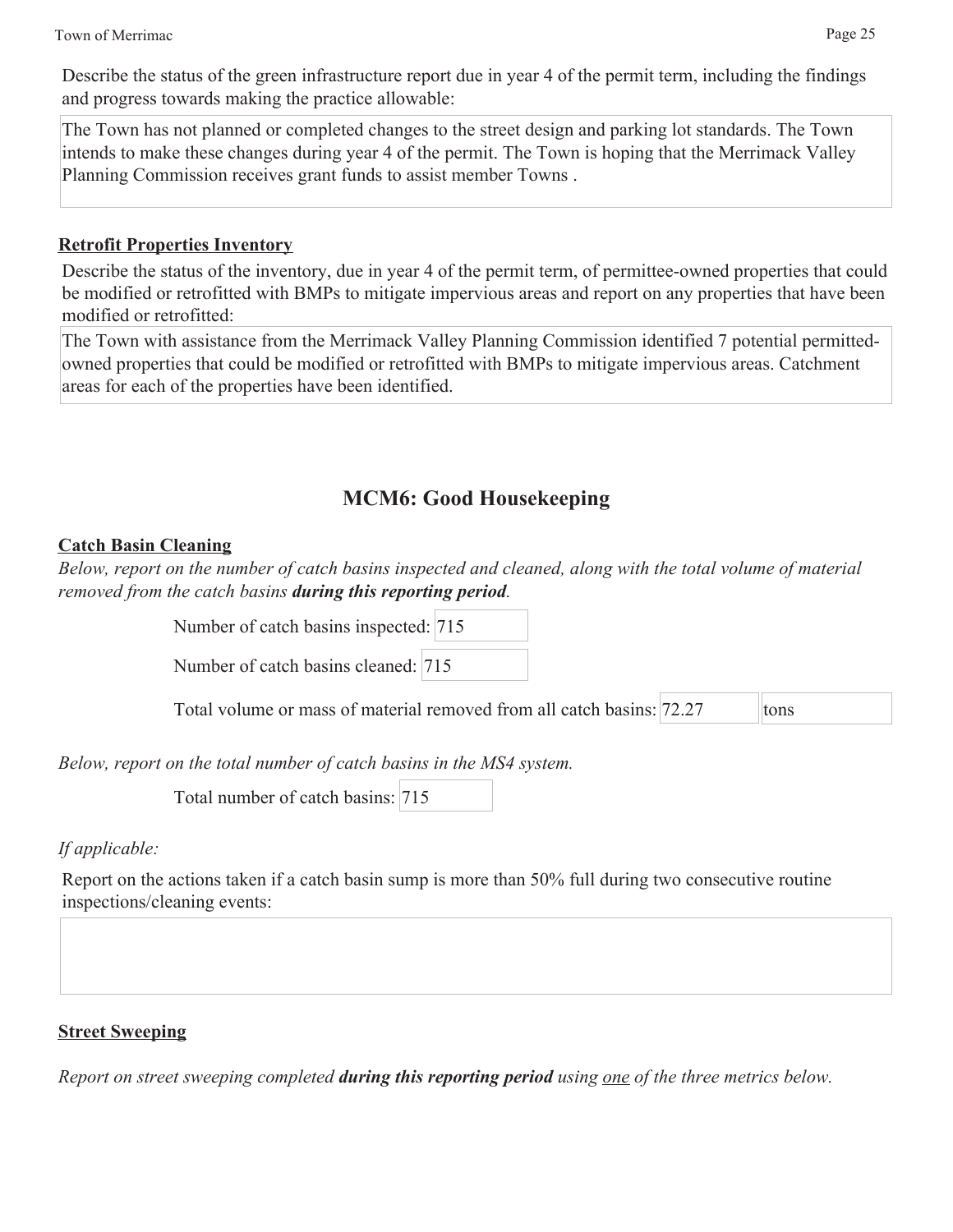Describe the status of the green infrastructure report due in year 4 of the permit term, including the findings and progress towards making the practice allowable:

The Town has not planned or completed changes to the street design and parking lot standards. The Town intends to make these changes during year 4 of the permit. The Town is hoping that the Merrimack Valley Planning Commission receives grant funds to assist member Towns .

**Retrofit Properties Inventory**

Describe the status of the inventory, due in year 4 of the permit term, of permittee-owned properties that could be modified or retrofitted with BMPs to mitigate impervious areas and report on any properties that have been modified or retrofitted:

The Town with assistance from the Merrimack Valley Planning Commission identified 7 potential permitted-owned properties that could be modified or retrofitted with BMPs to mitigate impervious areas. Catchment areas for each of the properties have been identified.

## MCM6: Good Housekeeping

**Catch Basin Cleaning**

*Below, report on the number of catch basins inspected and cleaned, along with the total volume of material removed from the catch basins* ***during this reporting period****.*

Number of catch basins inspected: 715

Number of catch basins cleaned: 715

Total volume or mass of material removed from all catch basins: 72.27 tons

*Below, report on the total number of catch basins in the MS4 system.*

Total number of catch basins: 715

*If applicable:*

Report on the actions taken if a catch basin sump is more than 50% full during two consecutive routine inspections/cleaning events:

**Street Sweeping**

*Report on street sweeping completed* ***during this reporting period*** *using one of the three metrics below.*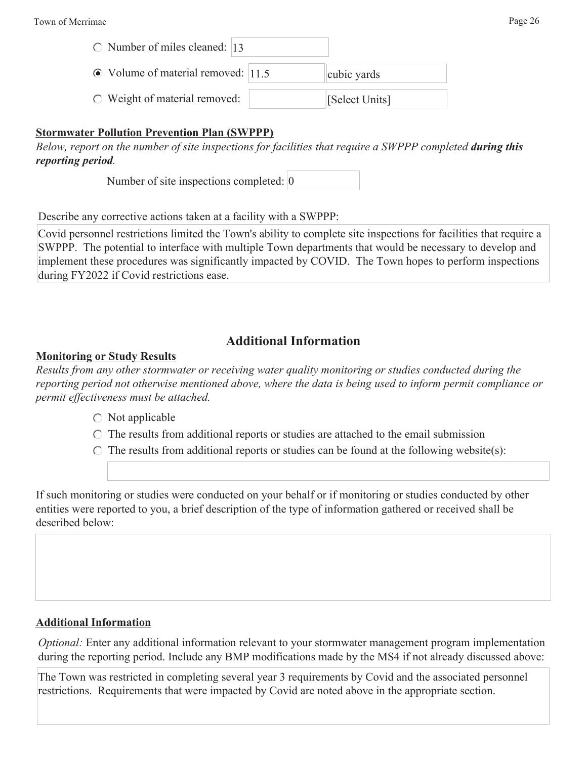- ○ Number of miles cleaned: 13
- ◉ Volume of material removed: 11.5 cubic yards
- ○ Weight of material removed: [Select Units]

**Stormwater Pollution Prevention Plan (SWPPP)**

*Below, report on the number of site inspections for facilities that require a SWPPP completed **during this reporting period**.*

Number of site inspections completed: 0

Describe any corrective actions taken at a facility with a SWPPP:

Covid personnel restrictions limited the Town's ability to complete site inspections for facilities that require a SWPPP. The potential to interface with multiple Town departments that would be necessary to develop and implement these procedures was significantly impacted by COVID. The Town hopes to perform inspections during FY2022 if Covid restrictions ease.

## Additional Information

**Monitoring or Study Results**

*Results from any other stormwater or receiving water quality monitoring or studies conducted during the reporting period not otherwise mentioned above, where the data is being used to inform permit compliance or permit effectiveness must be attached.*

- ○ Not applicable
- ○ The results from additional reports or studies are attached to the email submission
- ○ The results from additional reports or studies can be found at the following website(s):

If such monitoring or studies were conducted on your behalf or if monitoring or studies conducted by other entities were reported to you, a brief description of the type of information gathered or received shall be described below:

**Additional Information**

*Optional:* Enter any additional information relevant to your stormwater management program implementation during the reporting period. Include any BMP modifications made by the MS4 if not already discussed above:

The Town was restricted in completing several year 3 requirements by Covid and the associated personnel restrictions. Requirements that were impacted by Covid are noted above in the appropriate section.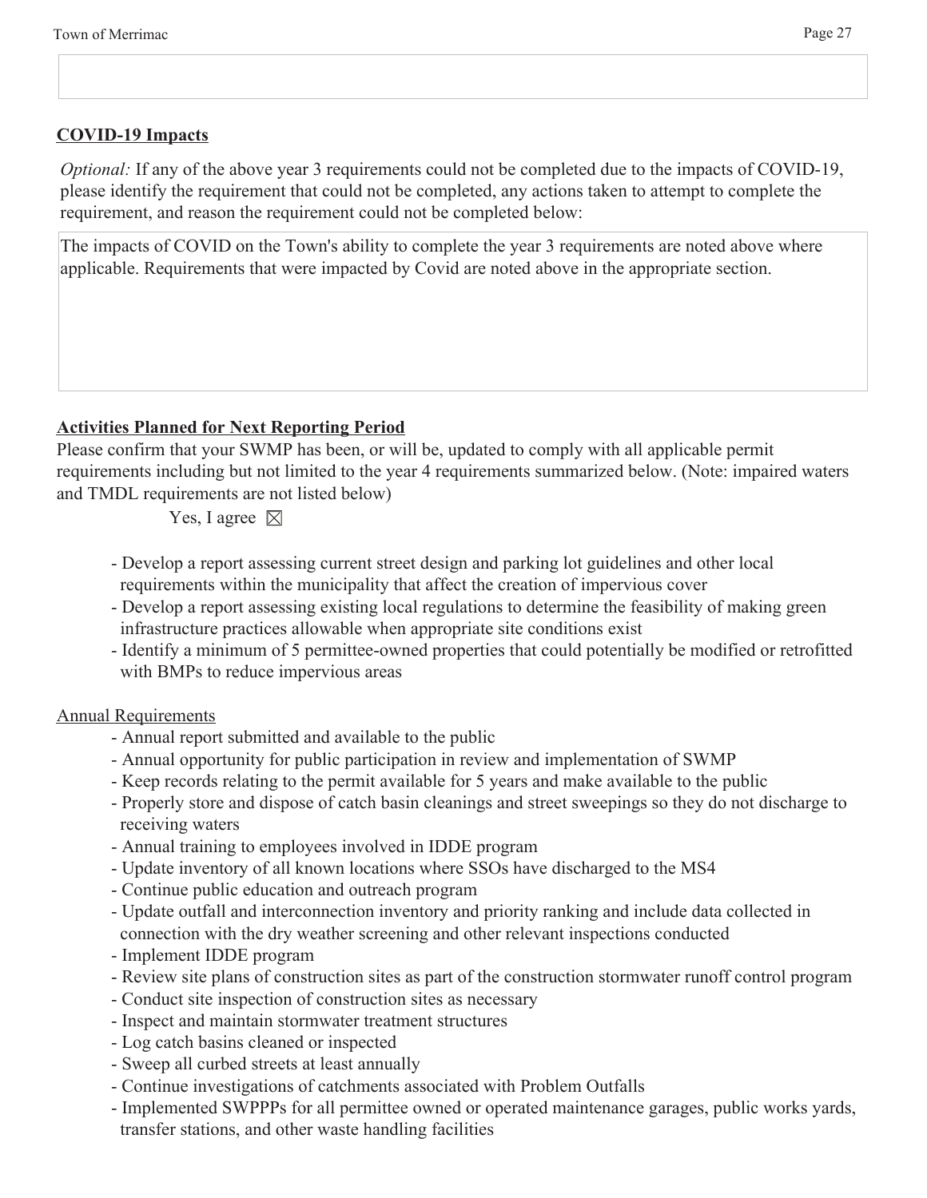**COVID-19 Impacts**

*Optional:* If any of the above year 3 requirements could not be completed due to the impacts of COVID-19, please identify the requirement that could not be completed, any actions taken to attempt to complete the requirement, and reason the requirement could not be completed below:

The impacts of COVID on the Town's ability to complete the year 3 requirements are noted above where applicable. Requirements that were impacted by Covid are noted above in the appropriate section.

**Activities Planned for Next Reporting Period**

Please confirm that your SWMP has been, or will be, updated to comply with all applicable permit requirements including but not limited to the year 4 requirements summarized below. (Note: impaired waters and TMDL requirements are not listed below)

Yes, I agree ☒

- Develop a report assessing current street design and parking lot guidelines and other local requirements within the municipality that affect the creation of impervious cover
- Develop a report assessing existing local regulations to determine the feasibility of making green infrastructure practices allowable when appropriate site conditions exist
- Identify a minimum of 5 permittee-owned properties that could potentially be modified or retrofitted with BMPs to reduce impervious areas

Annual Requirements

- Annual report submitted and available to the public
- Annual opportunity for public participation in review and implementation of SWMP
- Keep records relating to the permit available for 5 years and make available to the public
- Properly store and dispose of catch basin cleanings and street sweepings so they do not discharge to receiving waters
- Annual training to employees involved in IDDE program
- Update inventory of all known locations where SSOs have discharged to the MS4
- Continue public education and outreach program
- Update outfall and interconnection inventory and priority ranking and include data collected in connection with the dry weather screening and other relevant inspections conducted
- Implement IDDE program
- Review site plans of construction sites as part of the construction stormwater runoff control program
- Conduct site inspection of construction sites as necessary
- Inspect and maintain stormwater treatment structures
- Log catch basins cleaned or inspected
- Sweep all curbed streets at least annually
- Continue investigations of catchments associated with Problem Outfalls
- Implemented SWPPPs for all permittee owned or operated maintenance garages, public works yards, transfer stations, and other waste handling facilities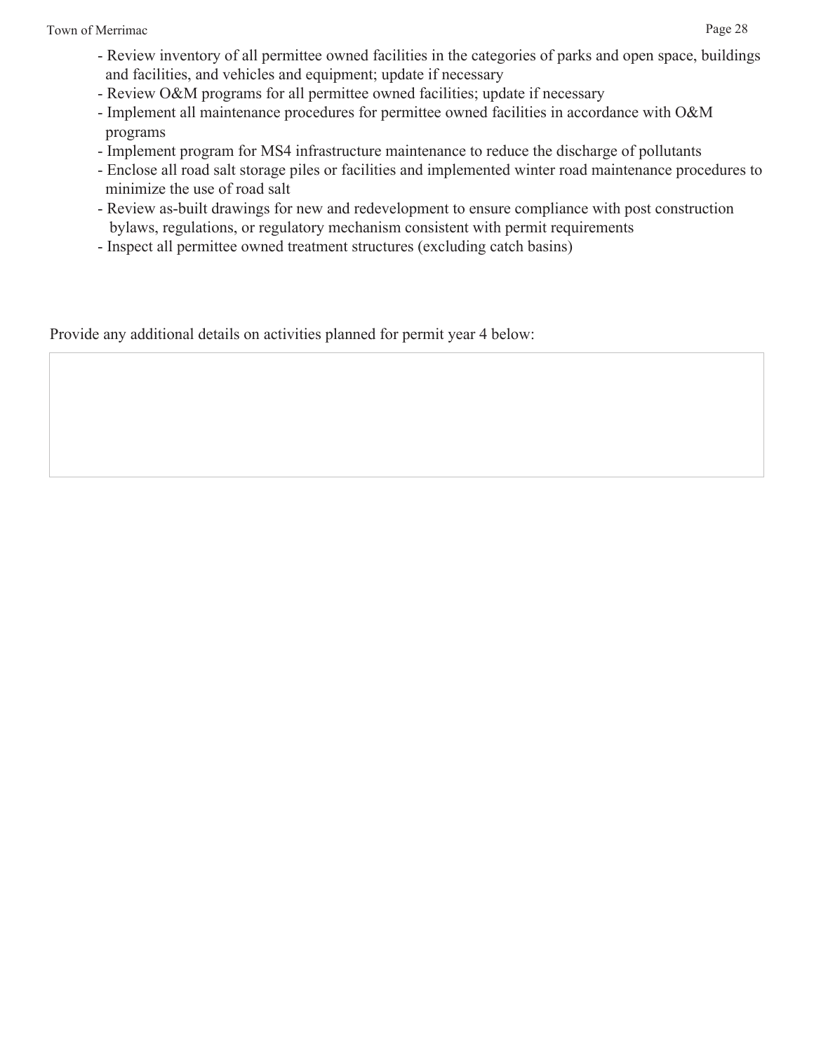- Review inventory of all permittee owned facilities in the categories of parks and open space, buildings and facilities, and vehicles and equipment; update if necessary
- Review O&M programs for all permittee owned facilities; update if necessary
- Implement all maintenance procedures for permittee owned facilities in accordance with O&M programs
- Implement program for MS4 infrastructure maintenance to reduce the discharge of pollutants
- Enclose all road salt storage piles or facilities and implemented winter road maintenance procedures to minimize the use of road salt
- Review as-built drawings for new and redevelopment to ensure compliance with post construction bylaws, regulations, or regulatory mechanism consistent with permit requirements
- Inspect all permittee owned treatment structures (excluding catch basins)

Provide any additional details on activities planned for permit year 4 below: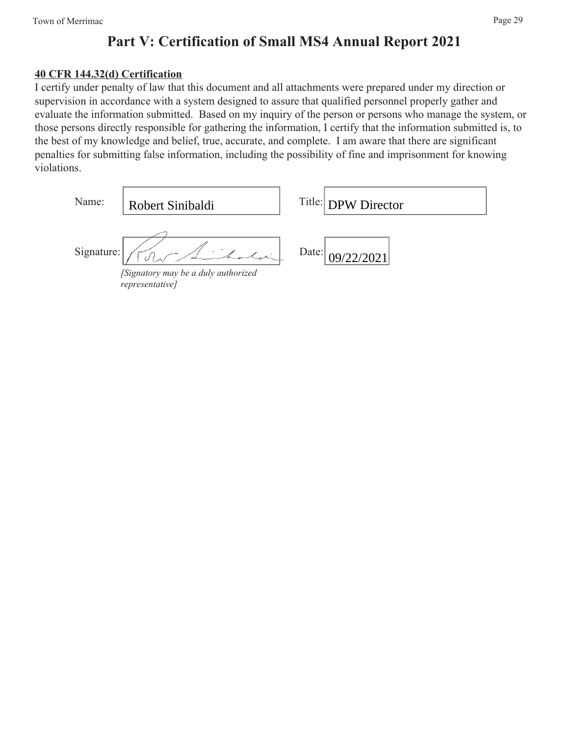# Part V: Certification of Small MS4 Annual Report 2021

**40 CFR 144.32(d) Certification**

I certify under penalty of law that this document and all attachments were prepared under my direction or supervision in accordance with a system designed to assure that qualified personnel properly gather and evaluate the information submitted. Based on my inquiry of the person or persons who manage the system, or those persons directly responsible for gathering the information, I certify that the information submitted is, to the best of my knowledge and belief, true, accurate, and complete. I am aware that there are significant penalties for submitting false information, including the possibility of fine and imprisonment for knowing violations.

Name: Robert Sinibaldi

Title: DPW Director

Signature: [signature]

*[Signatory may be a duly authorized representative]*

Date: 09/22/2021